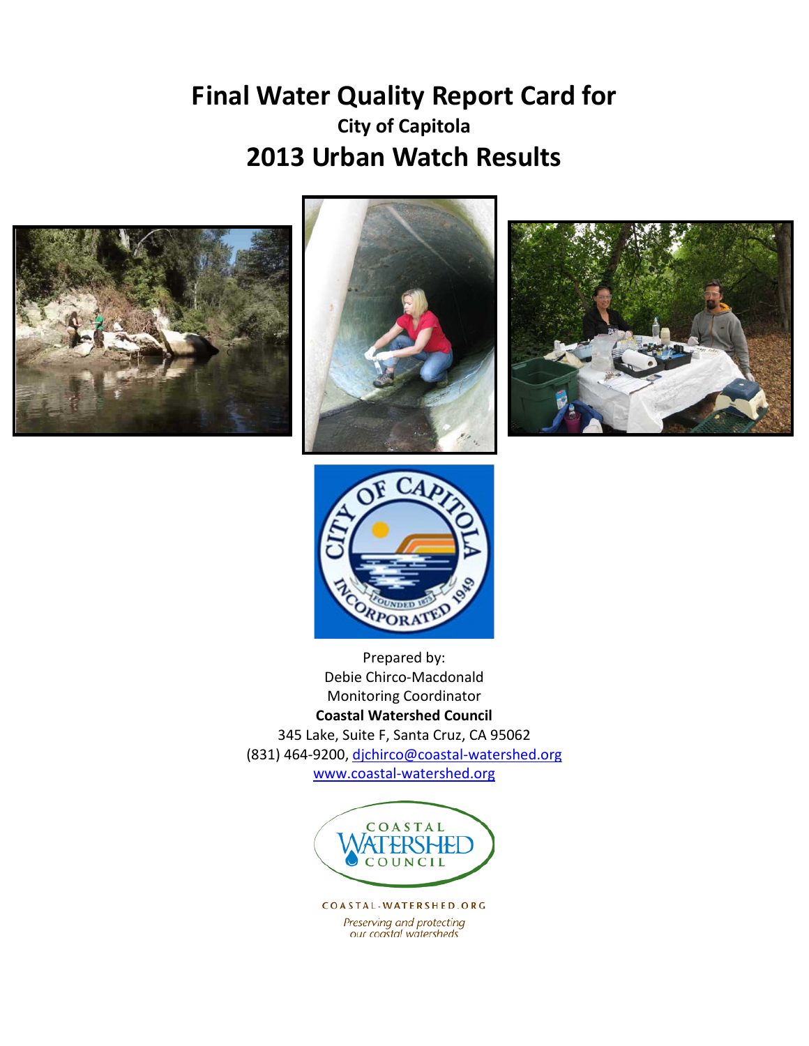# Final Water Quality Report Card for

### City of Capitola

# 2013 Urban Watch Results

Prepared by:
Debie Chirco-Macdonald
Monitoring Coordinator
**Coastal Watershed Council**
345 Lake, Suite F, Santa Cruz, CA 95062
(831) 464-9200, djchirco@coastal-watershed.org
www.coastal-watershed.org

COASTAL-WATERSHED.ORG

*Preserving and protecting our coastal watersheds*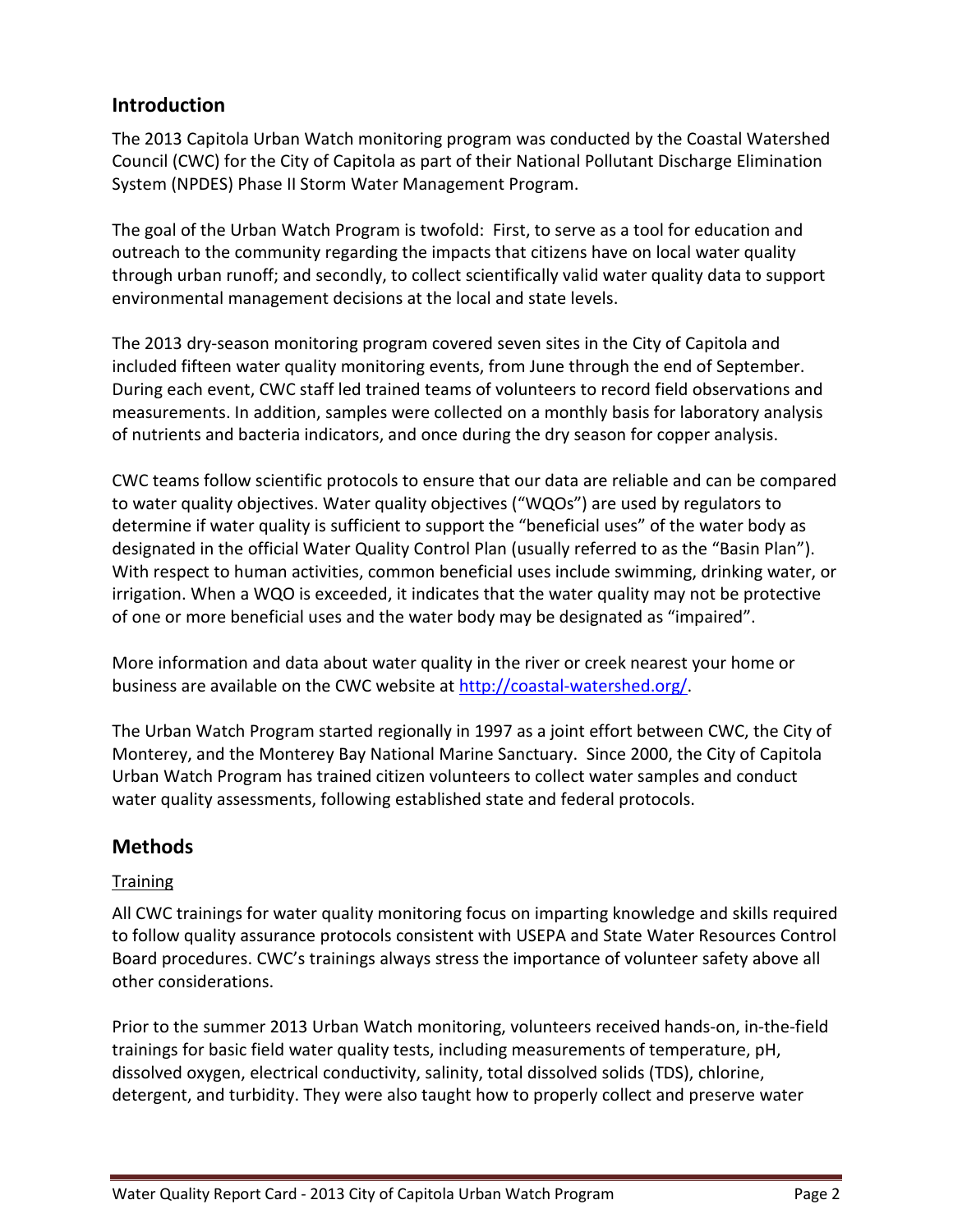## Introduction

The 2013 Capitola Urban Watch monitoring program was conducted by the Coastal Watershed Council (CWC) for the City of Capitola as part of their National Pollutant Discharge Elimination System (NPDES) Phase II Storm Water Management Program.

The goal of the Urban Watch Program is twofold: First, to serve as a tool for education and outreach to the community regarding the impacts that citizens have on local water quality through urban runoff; and secondly, to collect scientifically valid water quality data to support environmental management decisions at the local and state levels.

The 2013 dry-season monitoring program covered seven sites in the City of Capitola and included fifteen water quality monitoring events, from June through the end of September. During each event, CWC staff led trained teams of volunteers to record field observations and measurements. In addition, samples were collected on a monthly basis for laboratory analysis of nutrients and bacteria indicators, and once during the dry season for copper analysis.

CWC teams follow scientific protocols to ensure that our data are reliable and can be compared to water quality objectives. Water quality objectives ("WQOs") are used by regulators to determine if water quality is sufficient to support the "beneficial uses" of the water body as designated in the official Water Quality Control Plan (usually referred to as the "Basin Plan"). With respect to human activities, common beneficial uses include swimming, drinking water, or irrigation. When a WQO is exceeded, it indicates that the water quality may not be protective of one or more beneficial uses and the water body may be designated as "impaired".

More information and data about water quality in the river or creek nearest your home or business are available on the CWC website at [http://coastal-watershed.org/](http://coastal-watershed.org/).

The Urban Watch Program started regionally in 1997 as a joint effort between CWC, the City of Monterey, and the Monterey Bay National Marine Sanctuary. Since 2000, the City of Capitola Urban Watch Program has trained citizen volunteers to collect water samples and conduct water quality assessments, following established state and federal protocols.

## Methods

### Training

All CWC trainings for water quality monitoring focus on imparting knowledge and skills required to follow quality assurance protocols consistent with USEPA and State Water Resources Control Board procedures. CWC's trainings always stress the importance of volunteer safety above all other considerations.

Prior to the summer 2013 Urban Watch monitoring, volunteers received hands-on, in-the-field trainings for basic field water quality tests, including measurements of temperature, pH, dissolved oxygen, electrical conductivity, salinity, total dissolved solids (TDS), chlorine, detergent, and turbidity. They were also taught how to properly collect and preserve water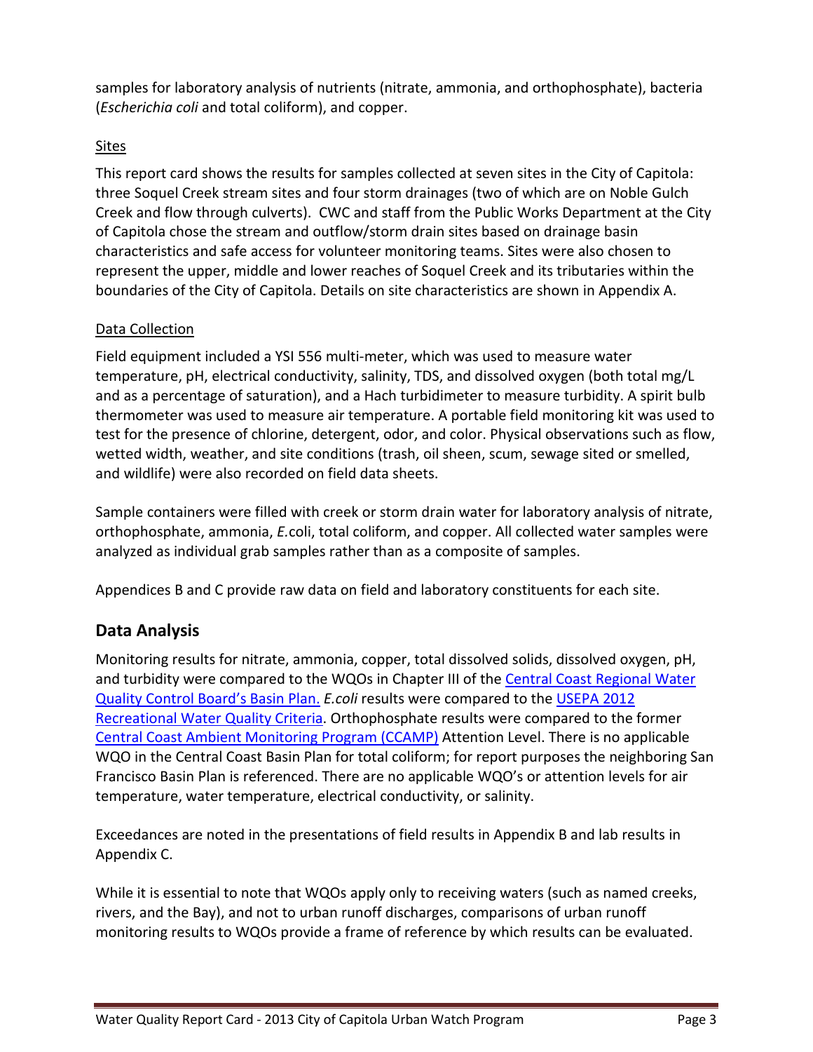samples for laboratory analysis of nutrients (nitrate, ammonia, and orthophosphate), bacteria (*Escherichia coli* and total coliform), and copper.

Sites

This report card shows the results for samples collected at seven sites in the City of Capitola: three Soquel Creek stream sites and four storm drainages (two of which are on Noble Gulch Creek and flow through culverts). CWC and staff from the Public Works Department at the City of Capitola chose the stream and outflow/storm drain sites based on drainage basin characteristics and safe access for volunteer monitoring teams. Sites were also chosen to represent the upper, middle and lower reaches of Soquel Creek and its tributaries within the boundaries of the City of Capitola. Details on site characteristics are shown in Appendix A.

Data Collection

Field equipment included a YSI 556 multi-meter, which was used to measure water temperature, pH, electrical conductivity, salinity, TDS, and dissolved oxygen (both total mg/L and as a percentage of saturation), and a Hach turbidimeter to measure turbidity. A spirit bulb thermometer was used to measure air temperature. A portable field monitoring kit was used to test for the presence of chlorine, detergent, odor, and color. Physical observations such as flow, wetted width, weather, and site conditions (trash, oil sheen, scum, sewage sited or smelled, and wildlife) were also recorded on field data sheets.

Sample containers were filled with creek or storm drain water for laboratory analysis of nitrate, orthophosphate, ammonia, *E.*coli, total coliform, and copper. All collected water samples were analyzed as individual grab samples rather than as a composite of samples.

Appendices B and C provide raw data on field and laboratory constituents for each site.

## Data Analysis

Monitoring results for nitrate, ammonia, copper, total dissolved solids, dissolved oxygen, pH, and turbidity were compared to the WQOs in Chapter III of the Central Coast Regional Water Quality Control Board's Basin Plan. *E.coli* results were compared to the USEPA 2012 Recreational Water Quality Criteria. Orthophosphate results were compared to the former Central Coast Ambient Monitoring Program (CCAMP) Attention Level. There is no applicable WQO in the Central Coast Basin Plan for total coliform; for report purposes the neighboring San Francisco Basin Plan is referenced. There are no applicable WQO's or attention levels for air temperature, water temperature, electrical conductivity, or salinity.

Exceedances are noted in the presentations of field results in Appendix B and lab results in Appendix C.

While it is essential to note that WQOs apply only to receiving waters (such as named creeks, rivers, and the Bay), and not to urban runoff discharges, comparisons of urban runoff monitoring results to WQOs provide a frame of reference by which results can be evaluated.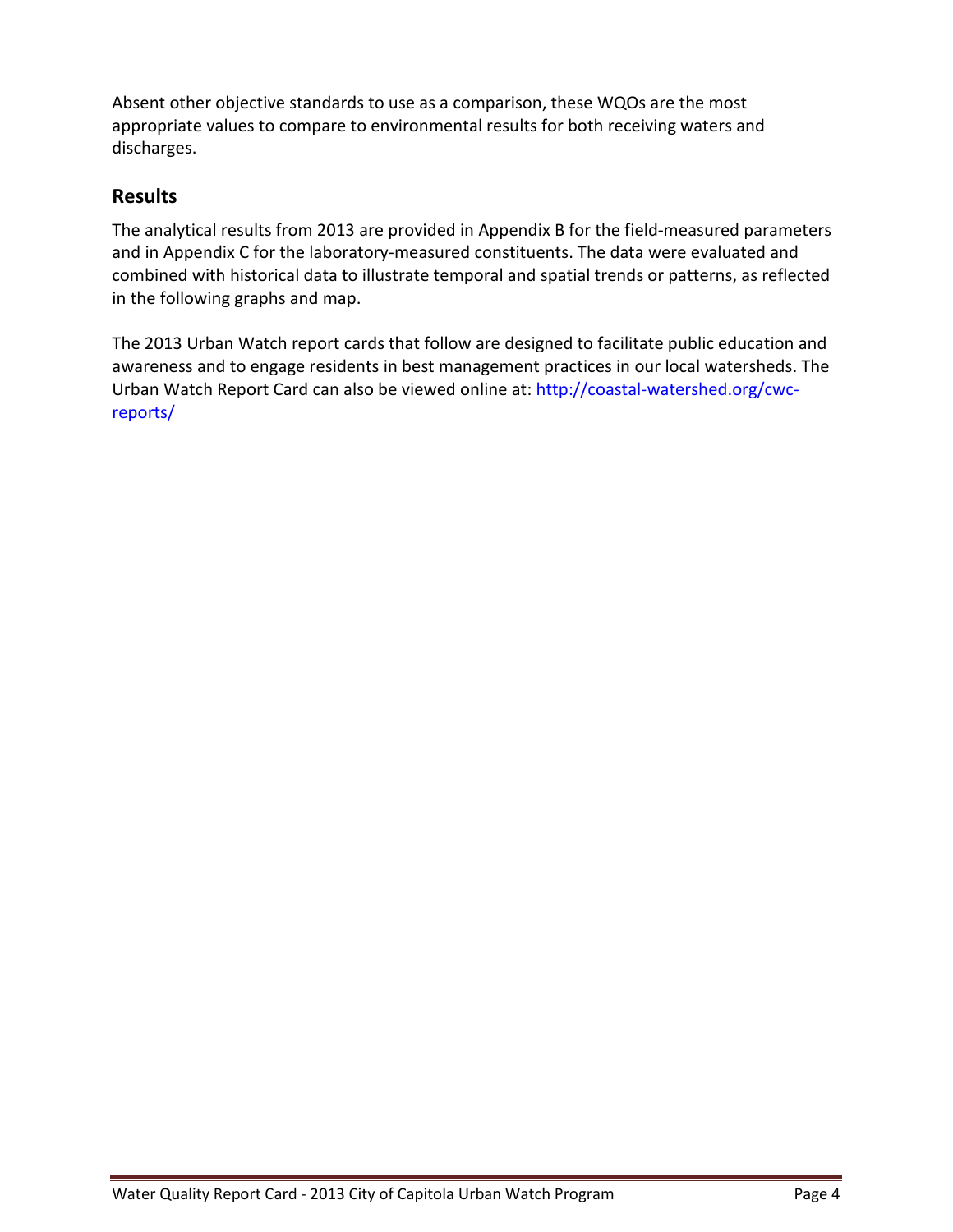Absent other objective standards to use as a comparison, these WQOs are the most appropriate values to compare to environmental results for both receiving waters and discharges.

## Results

The analytical results from 2013 are provided in Appendix B for the field-measured parameters and in Appendix C for the laboratory-measured constituents. The data were evaluated and combined with historical data to illustrate temporal and spatial trends or patterns, as reflected in the following graphs and map.

The 2013 Urban Watch report cards that follow are designed to facilitate public education and awareness and to engage residents in best management practices in our local watersheds. The Urban Watch Report Card can also be viewed online at: [http://coastal-watershed.org/cwc-reports/](http://coastal-watershed.org/cwc-reports/)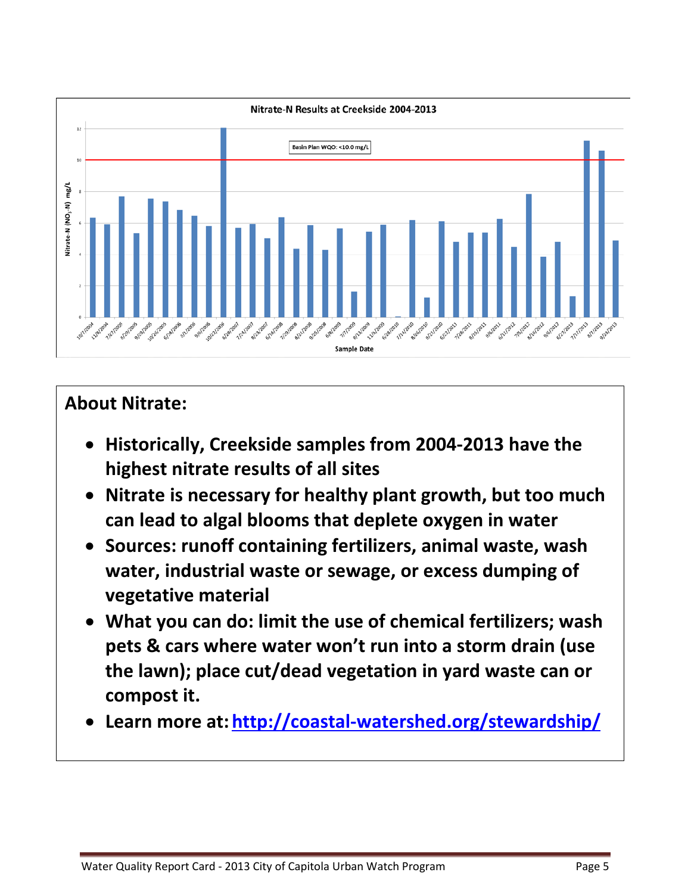Nitrate-N Results at Creekside 2004-2013

Basin Plan WQO: <10.0 mg/L

Nitrate-N ($NO_3$-N) mg/L

Sample Date

## About Nitrate:

- **Historically, Creekside samples from 2004-2013 have the highest nitrate results of all sites**
- **Nitrate is necessary for healthy plant growth, but too much can lead to algal blooms that deplete oxygen in water**
- **Sources: runoff containing fertilizers, animal waste, wash water, industrial waste or sewage, or excess dumping of vegetative material**
- **What you can do: limit the use of chemical fertilizers; wash pets & cars where water won't run into a storm drain (use the lawn); place cut/dead vegetation in yard waste can or compost it.**
- **Learn more at: http://coastal-watershed.org/stewardship/**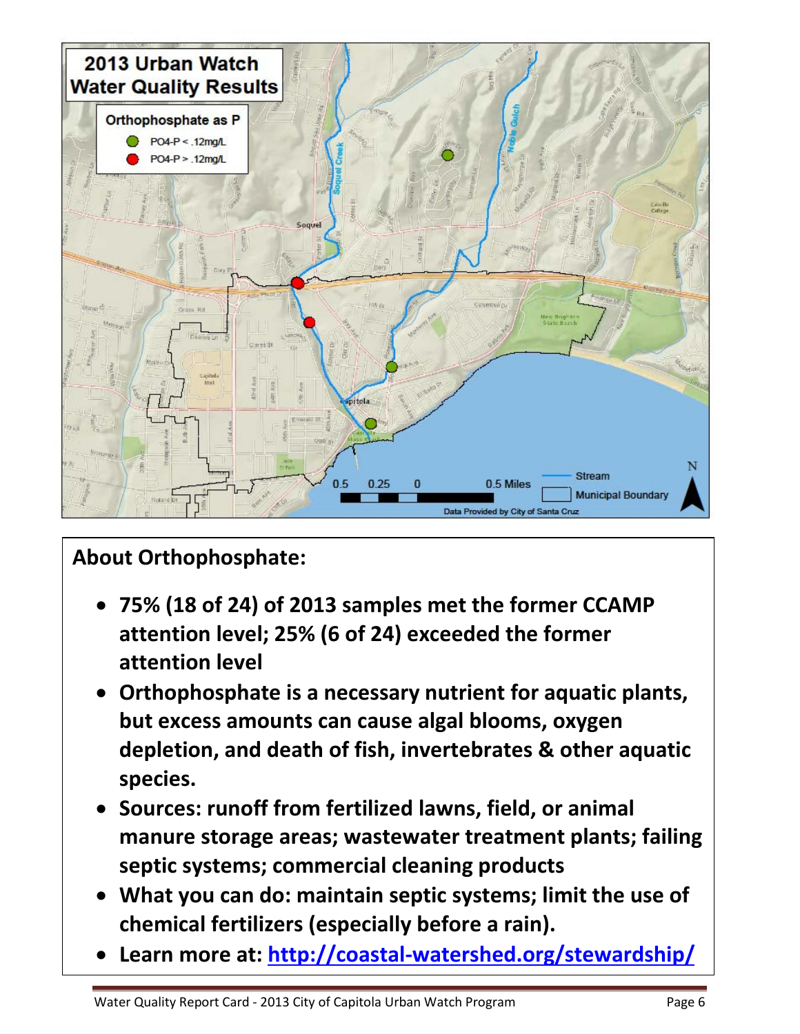**2013 Urban Watch Water Quality Results**

Orthophosphate as P

- PO4-P < .12mg/L
- PO4-P > .12mg/L

Data Provided by City of Santa Cruz

## About Orthophosphate:

- **75% (18 of 24) of 2013 samples met the former CCAMP attention level; 25% (6 of 24) exceeded the former attention level**
- **Orthophosphate is a necessary nutrient for aquatic plants, but excess amounts can cause algal blooms, oxygen depletion, and death of fish, invertebrates & other aquatic species.**
- **Sources: runoff from fertilized lawns, field, or animal manure storage areas; wastewater treatment plants; failing septic systems; commercial cleaning products**
- **What you can do: maintain septic systems; limit the use of chemical fertilizers (especially before a rain).**
- **Learn more at: [http://coastal-watershed.org/stewardship/](http://coastal-watershed.org/stewardship/)**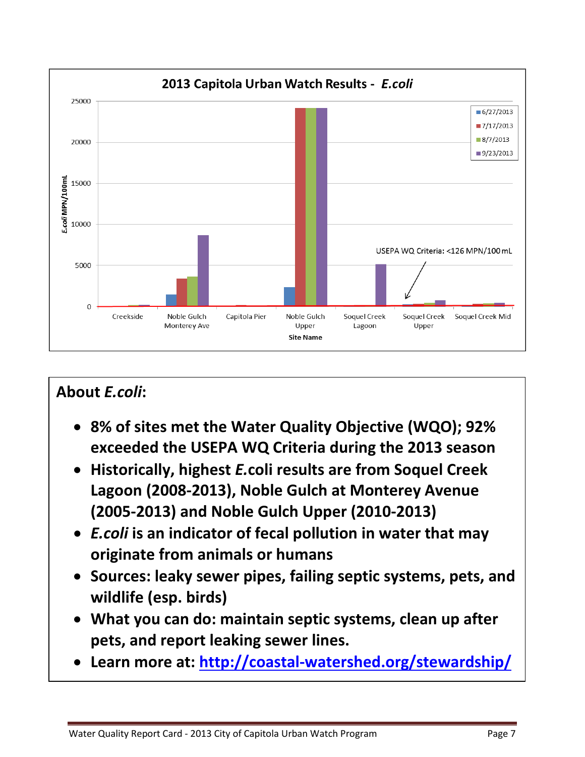## 2013 Capitola Urban Watch Results - *E.coli*

*E.coli* MPN/100mL

Legend: 6/27/2013, 7/17/2013, 8/7/2013, 9/23/2013

USEPA WQ Criteria: <126 MPN/100 mL

Site Name: Creekside, Noble Gulch Monterey Ave, Capitola Pier, Noble Gulch Upper, Soquel Creek Lagoon, Soquel Creek Upper, Soquel Creek Mid

**About *E.coli*:**

- **8% of sites met the Water Quality Objective (WQO); 92% exceeded the USEPA WQ Criteria during the 2013 season**
- **Historically, highest *E.*coli results are from Soquel Creek Lagoon (2008-2013), Noble Gulch at Monterey Avenue (2005-2013) and Noble Gulch Upper (2010-2013)**
- ***E.coli* is an indicator of fecal pollution in water that may originate from animals or humans**
- **Sources: leaky sewer pipes, failing septic systems, pets, and wildlife (esp. birds)**
- **What you can do: maintain septic systems, clean up after pets, and report leaking sewer lines.**
- **Learn more at: [http://coastal-watershed.org/stewardship/](http://coastal-watershed.org/stewardship/)**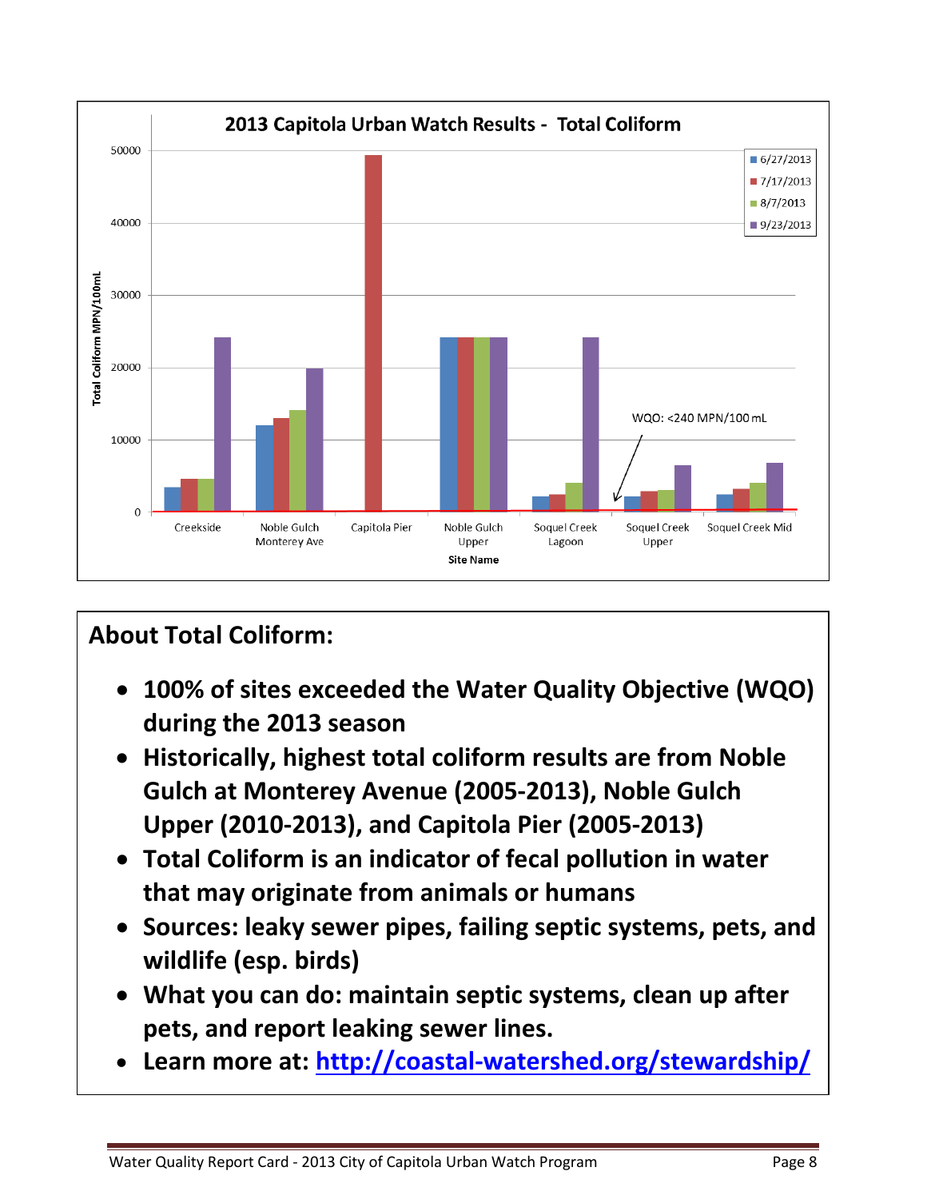## 2013 Capitola Urban Watch Results - Total Coliform

Total Coliform MPN/100mL

50000

40000

30000

20000

10000

0

Creekside | Noble Gulch Monterey Ave | Capitola Pier | Noble Gulch Upper | Soquel Creek Lagoon | Soquel Creek Upper | Soquel Creek Mid

Site Name

6/27/2013 | 7/17/2013 | 8/7/2013 | 9/23/2013

WQO: <240 MPN/100 mL

## About Total Coliform:

- **100% of sites exceeded the Water Quality Objective (WQO) during the 2013 season**
- **Historically, highest total coliform results are from Noble Gulch at Monterey Avenue (2005-2013), Noble Gulch Upper (2010-2013), and Capitola Pier (2005-2013)**
- **Total Coliform is an indicator of fecal pollution in water that may originate from animals or humans**
- **Sources: leaky sewer pipes, failing septic systems, pets, and wildlife (esp. birds)**
- **What you can do: maintain septic systems, clean up after pets, and report leaking sewer lines.**
- **Learn more at: [http://coastal-watershed.org/stewardship/](http://coastal-watershed.org/stewardship/)**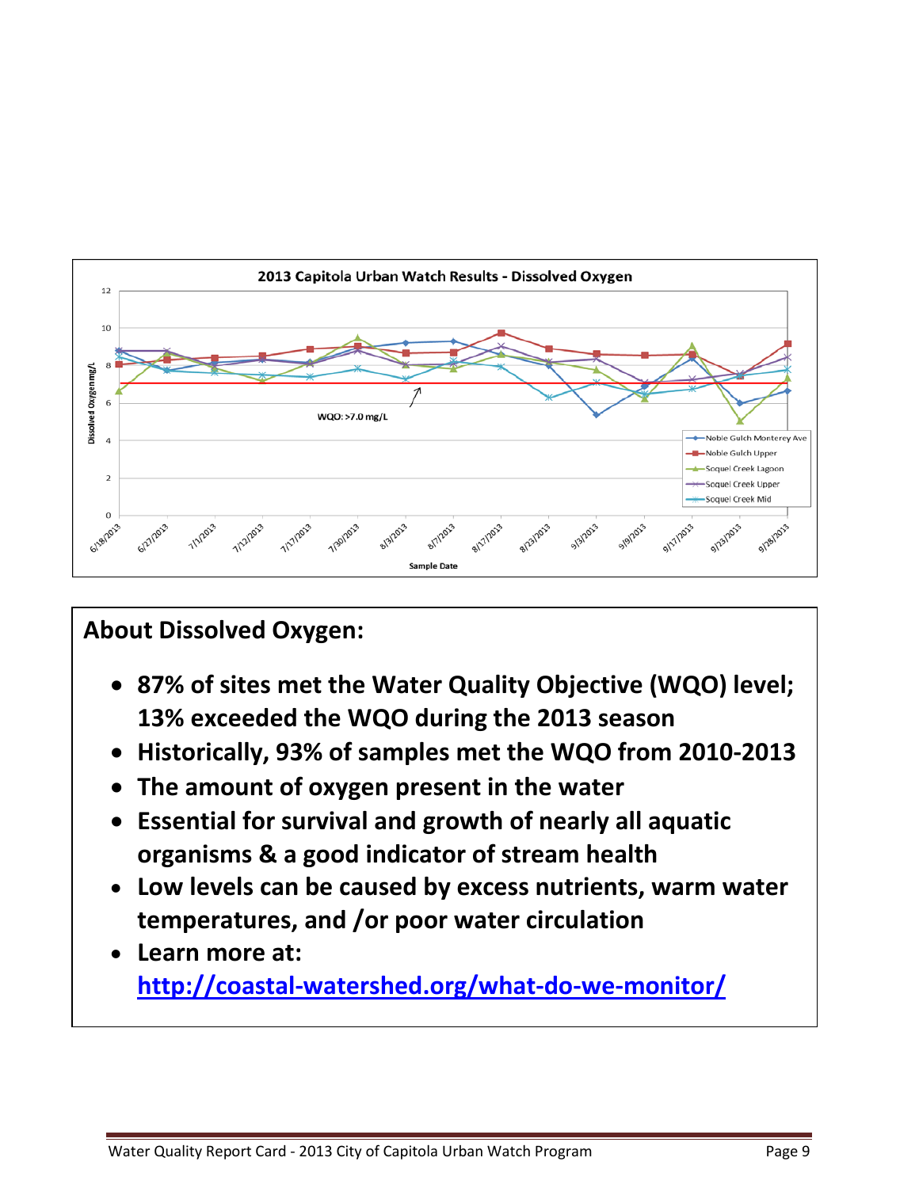2013 Capitola Urban Watch Results - Dissolved Oxygen

WQO: >7.0 mg/L

Dissolved Oxygen mg/L

Sample Date

Noble Gulch Monterey Ave
Noble Gulch Upper
Soquel Creek Lagoon
Soquel Creek Upper
Soquel Creek Mid

## About Dissolved Oxygen:

- **87% of sites met the Water Quality Objective (WQO) level; 13% exceeded the WQO during the 2013 season**
- **Historically, 93% of samples met the WQO from 2010-2013**
- **The amount of oxygen present in the water**
- **Essential for survival and growth of nearly all aquatic organisms & a good indicator of stream health**
- **Low levels can be caused by excess nutrients, warm water temperatures, and /or poor water circulation**
- **Learn more at: [http://coastal-watershed.org/what-do-we-monitor/](http://coastal-watershed.org/what-do-we-monitor/)**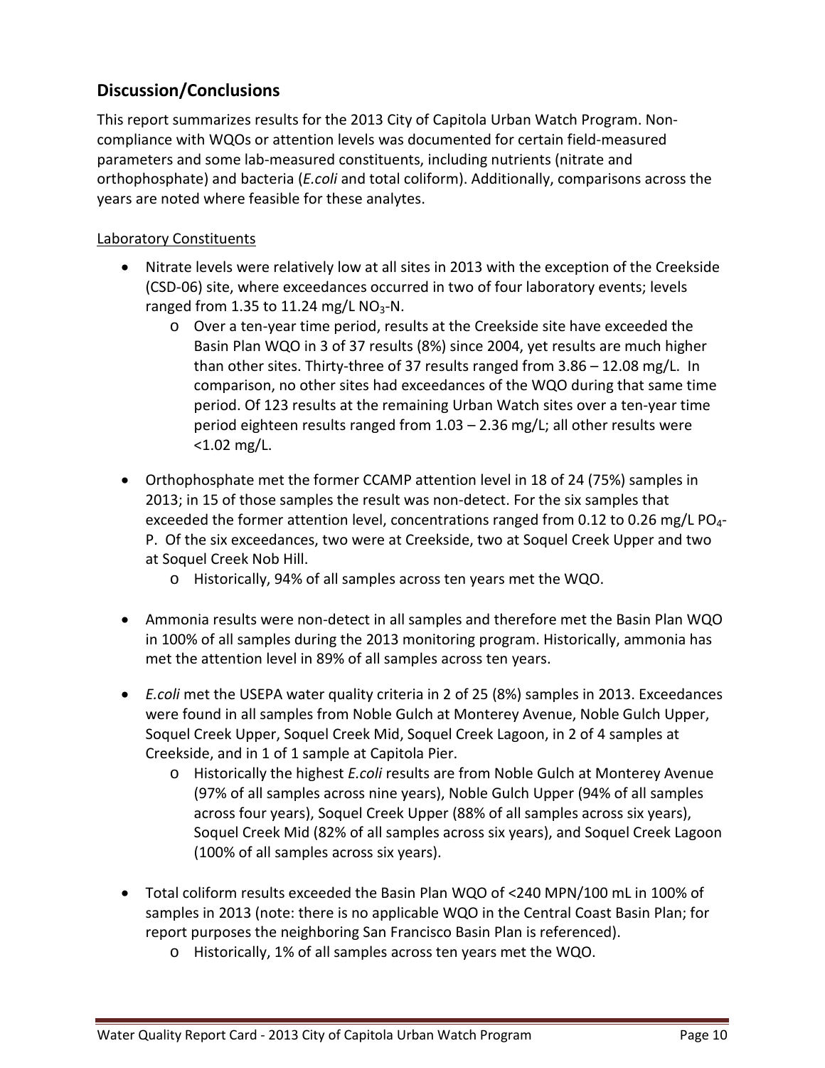## Discussion/Conclusions

This report summarizes results for the 2013 City of Capitola Urban Watch Program. Non-compliance with WQOs or attention levels was documented for certain field-measured parameters and some lab-measured constituents, including nutrients (nitrate and orthophosphate) and bacteria (*E.coli* and total coliform). Additionally, comparisons across the years are noted where feasible for these analytes.

Laboratory Constituents

- Nitrate levels were relatively low at all sites in 2013 with the exception of the Creekside (CSD-06) site, where exceedances occurred in two of four laboratory events; levels ranged from 1.35 to 11.24 mg/L $NO_3$-N.
  - Over a ten-year time period, results at the Creekside site have exceeded the Basin Plan WQO in 3 of 37 results (8%) since 2004, yet results are much higher than other sites. Thirty-three of 37 results ranged from 3.86 – 12.08 mg/L. In comparison, no other sites had exceedances of the WQO during that same time period. Of 123 results at the remaining Urban Watch sites over a ten-year time period eighteen results ranged from 1.03 – 2.36 mg/L; all other results were <1.02 mg/L.
- Orthophosphate met the former CCAMP attention level in 18 of 24 (75%) samples in 2013; in 15 of those samples the result was non-detect. For the six samples that exceeded the former attention level, concentrations ranged from 0.12 to 0.26 mg/L $PO_4$-P. Of the six exceedances, two were at Creekside, two at Soquel Creek Upper and two at Soquel Creek Nob Hill.
  - Historically, 94% of all samples across ten years met the WQO.
- Ammonia results were non-detect in all samples and therefore met the Basin Plan WQO in 100% of all samples during the 2013 monitoring program. Historically, ammonia has met the attention level in 89% of all samples across ten years.
- *E.coli* met the USEPA water quality criteria in 2 of 25 (8%) samples in 2013. Exceedances were found in all samples from Noble Gulch at Monterey Avenue, Noble Gulch Upper, Soquel Creek Upper, Soquel Creek Mid, Soquel Creek Lagoon, in 2 of 4 samples at Creekside, and in 1 of 1 sample at Capitola Pier.
  - Historically the highest *E.coli* results are from Noble Gulch at Monterey Avenue (97% of all samples across nine years), Noble Gulch Upper (94% of all samples across four years), Soquel Creek Upper (88% of all samples across six years), Soquel Creek Mid (82% of all samples across six years), and Soquel Creek Lagoon (100% of all samples across six years).
- Total coliform results exceeded the Basin Plan WQO of <240 MPN/100 mL in 100% of samples in 2013 (note: there is no applicable WQO in the Central Coast Basin Plan; for report purposes the neighboring San Francisco Basin Plan is referenced).
  - Historically, 1% of all samples across ten years met the WQO.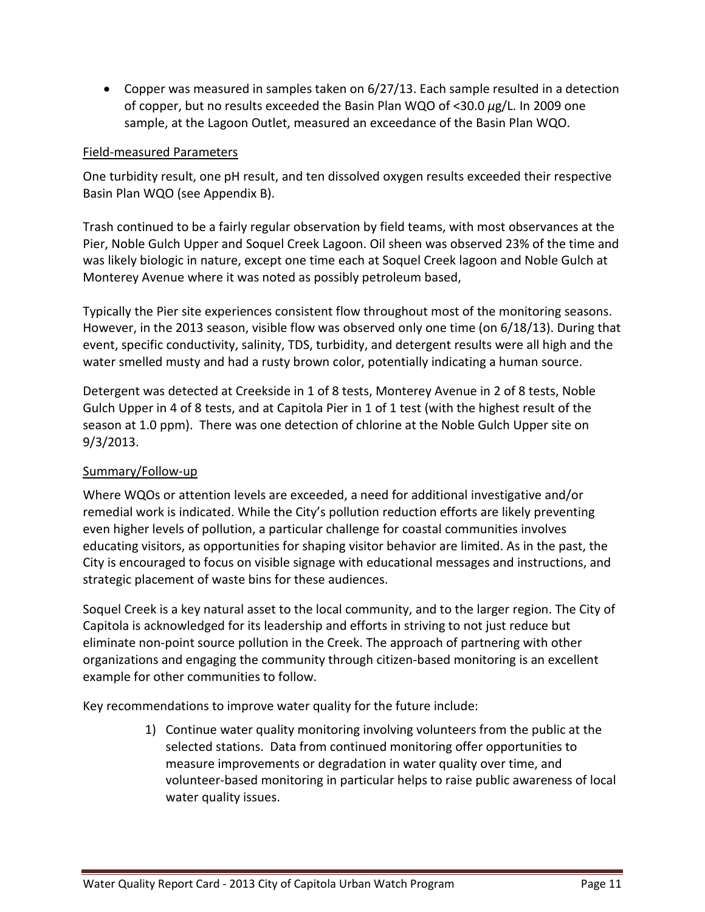- Copper was measured in samples taken on 6/27/13. Each sample resulted in a detection of copper, but no results exceeded the Basin Plan WQO of <30.0 $\mu$g/L. In 2009 one sample, at the Lagoon Outlet, measured an exceedance of the Basin Plan WQO.

Field-measured Parameters

One turbidity result, one pH result, and ten dissolved oxygen results exceeded their respective Basin Plan WQO (see Appendix B).

Trash continued to be a fairly regular observation by field teams, with most observances at the Pier, Noble Gulch Upper and Soquel Creek Lagoon. Oil sheen was observed 23% of the time and was likely biologic in nature, except one time each at Soquel Creek lagoon and Noble Gulch at Monterey Avenue where it was noted as possibly petroleum based,

Typically the Pier site experiences consistent flow throughout most of the monitoring seasons. However, in the 2013 season, visible flow was observed only one time (on 6/18/13). During that event, specific conductivity, salinity, TDS, turbidity, and detergent results were all high and the water smelled musty and had a rusty brown color, potentially indicating a human source.

Detergent was detected at Creekside in 1 of 8 tests, Monterey Avenue in 2 of 8 tests, Noble Gulch Upper in 4 of 8 tests, and at Capitola Pier in 1 of 1 test (with the highest result of the season at 1.0 ppm). There was one detection of chlorine at the Noble Gulch Upper site on 9/3/2013.

Summary/Follow-up

Where WQOs or attention levels are exceeded, a need for additional investigative and/or remedial work is indicated. While the City's pollution reduction efforts are likely preventing even higher levels of pollution, a particular challenge for coastal communities involves educating visitors, as opportunities for shaping visitor behavior are limited. As in the past, the City is encouraged to focus on visible signage with educational messages and instructions, and strategic placement of waste bins for these audiences.

Soquel Creek is a key natural asset to the local community, and to the larger region. The City of Capitola is acknowledged for its leadership and efforts in striving to not just reduce but eliminate non-point source pollution in the Creek. The approach of partnering with other organizations and engaging the community through citizen-based monitoring is an excellent example for other communities to follow.

Key recommendations to improve water quality for the future include:

1) Continue water quality monitoring involving volunteers from the public at the selected stations. Data from continued monitoring offer opportunities to measure improvements or degradation in water quality over time, and volunteer-based monitoring in particular helps to raise public awareness of local water quality issues.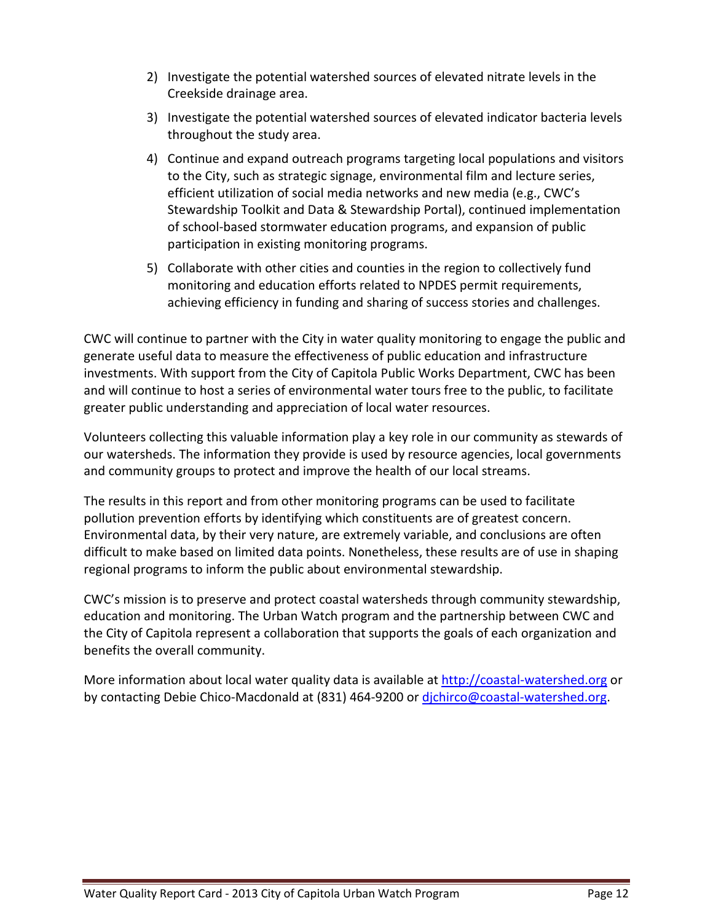2) Investigate the potential watershed sources of elevated nitrate levels in the Creekside drainage area.
3) Investigate the potential watershed sources of elevated indicator bacteria levels throughout the study area.
4) Continue and expand outreach programs targeting local populations and visitors to the City, such as strategic signage, environmental film and lecture series, efficient utilization of social media networks and new media (e.g., CWC's Stewardship Toolkit and Data & Stewardship Portal), continued implementation of school-based stormwater education programs, and expansion of public participation in existing monitoring programs.
5) Collaborate with other cities and counties in the region to collectively fund monitoring and education efforts related to NPDES permit requirements, achieving efficiency in funding and sharing of success stories and challenges.

CWC will continue to partner with the City in water quality monitoring to engage the public and generate useful data to measure the effectiveness of public education and infrastructure investments. With support from the City of Capitola Public Works Department, CWC has been and will continue to host a series of environmental water tours free to the public, to facilitate greater public understanding and appreciation of local water resources.

Volunteers collecting this valuable information play a key role in our community as stewards of our watersheds. The information they provide is used by resource agencies, local governments and community groups to protect and improve the health of our local streams.

The results in this report and from other monitoring programs can be used to facilitate pollution prevention efforts by identifying which constituents are of greatest concern. Environmental data, by their very nature, are extremely variable, and conclusions are often difficult to make based on limited data points. Nonetheless, these results are of use in shaping regional programs to inform the public about environmental stewardship.

CWC's mission is to preserve and protect coastal watersheds through community stewardship, education and monitoring. The Urban Watch program and the partnership between CWC and the City of Capitola represent a collaboration that supports the goals of each organization and benefits the overall community.

More information about local water quality data is available at [http://coastal-watershed.org](http://coastal-watershed.org) or by contacting Debie Chico-Macdonald at (831) 464-9200 or [djchirco@coastal-watershed.org](mailto:djchirco@coastal-watershed.org).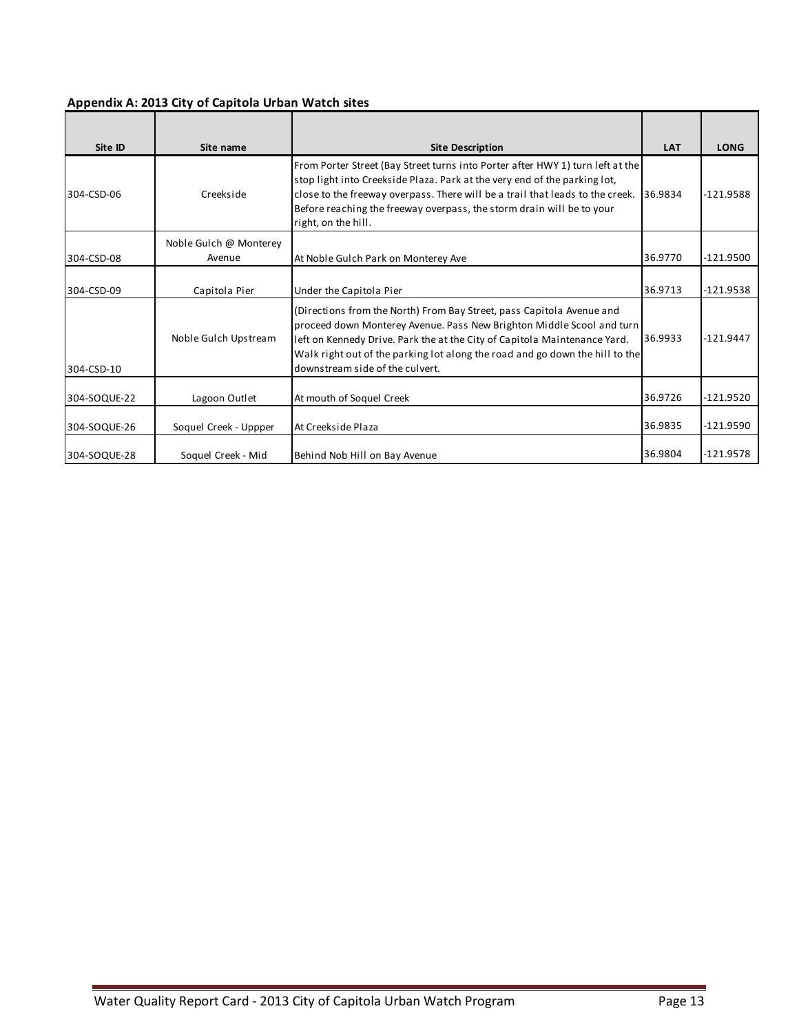**Appendix A: 2013 City of Capitola Urban Watch sites**

| Site ID | Site name | Site Description | LAT | LONG |
|---|---|---|---|---|
| 304-CSD-06 | Creekside | From Porter Street (Bay Street turns into Porter after HWY 1) turn left at the stop light into Creekside Plaza. Park at the very end of the parking lot, close to the freeway overpass. There will be a trail that leads to the creek. Before reaching the freeway overpass, the storm drain will be to your right, on the hill. | 36.9834 | -121.9588 |
| 304-CSD-08 | Noble Gulch @ Monterey Avenue | At Noble Gulch Park on Monterey Ave | 36.9770 | -121.9500 |
| 304-CSD-09 | Capitola Pier | Under the Capitola Pier | 36.9713 | -121.9538 |
| 304-CSD-10 | Noble Gulch Upstream | (Directions from the North) From Bay Street, pass Capitola Avenue and proceed down Monterey Avenue. Pass New Brighton Middle Scool and turn left on Kennedy Drive. Park the at the City of Capitola Maintenance Yard. Walk right out of the parking lot along the road and go down the hill to the downstream side of the culvert. | 36.9933 | -121.9447 |
| 304-SOQUE-22 | Lagoon Outlet | At mouth of Soquel Creek | 36.9726 | -121.9520 |
| 304-SOQUE-26 | Soquel Creek - Uppper | At Creekside Plaza | 36.9835 | -121.9590 |
| 304-SOQUE-28 | Soquel Creek - Mid | Behind Nob Hill on Bay Avenue | 36.9804 | -121.9578 |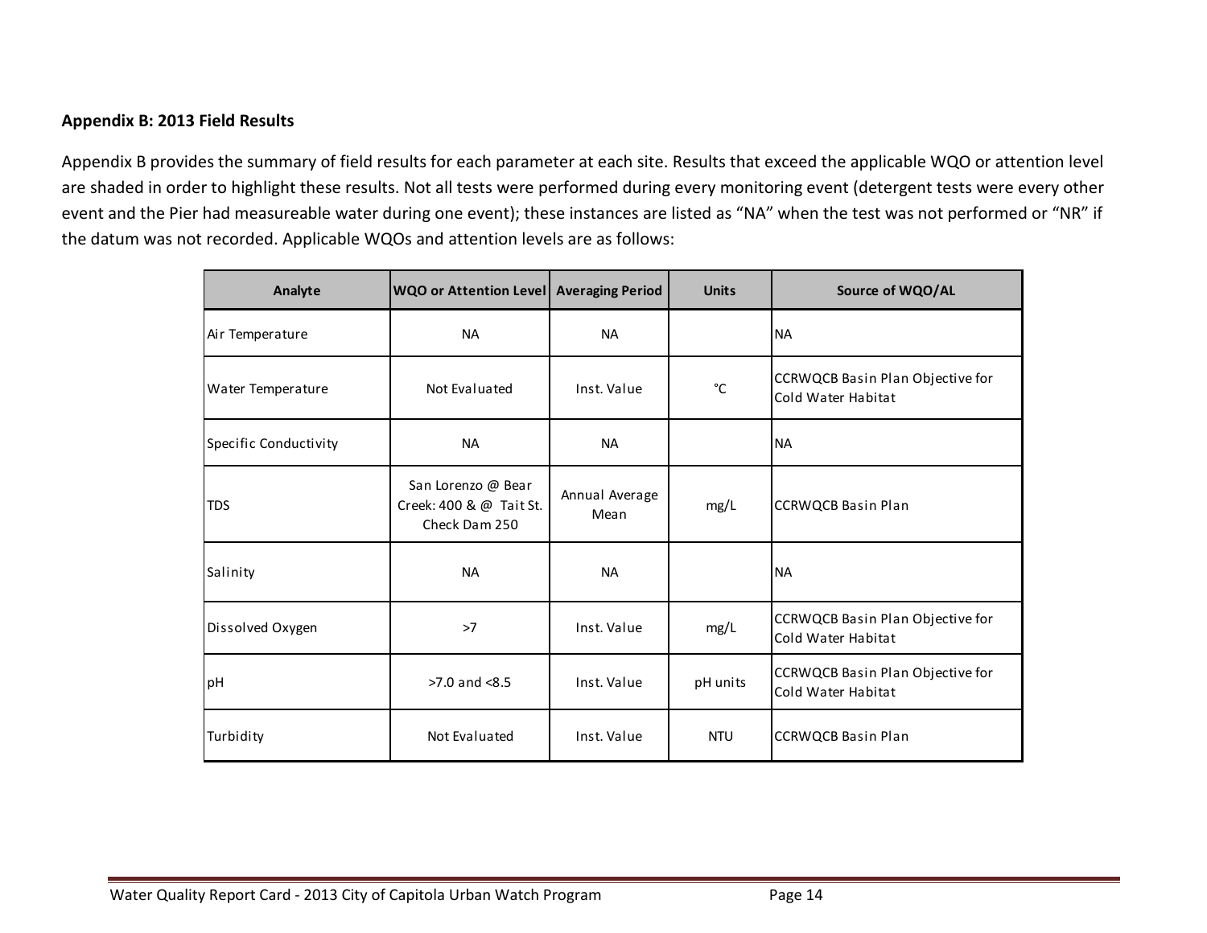**Appendix B: 2013 Field Results**

Appendix B provides the summary of field results for each parameter at each site. Results that exceed the applicable WQO or attention level are shaded in order to highlight these results. Not all tests were performed during every monitoring event (detergent tests were every other event and the Pier had measureable water during one event); these instances are listed as "NA" when the test was not performed or "NR" if the datum was not recorded. Applicable WQOs and attention levels are as follows:

| Analyte | WQO or Attention Level | Averaging Period | Units | Source of WQO/AL |
|---|---|---|---|---|
| Air Temperature | NA | NA | | NA |
| Water Temperature | Not Evaluated | Inst. Value | °C | CCRWQCB Basin Plan Objective for Cold Water Habitat |
| Specific Conductivity | NA | NA | | NA |
| TDS | San Lorenzo @ Bear Creek: 400 & @ Tait St. Check Dam 250 | Annual Average Mean | mg/L | CCRWQCB Basin Plan |
| Salinity | NA | NA | | NA |
| Dissolved Oxygen | >7 | Inst. Value | mg/L | CCRWQCB Basin Plan Objective for Cold Water Habitat |
| pH | >7.0 and <8.5 | Inst. Value | pH units | CCRWQCB Basin Plan Objective for Cold Water Habitat |
| Turbidity | Not Evaluated | Inst. Value | NTU | CCRWQCB Basin Plan |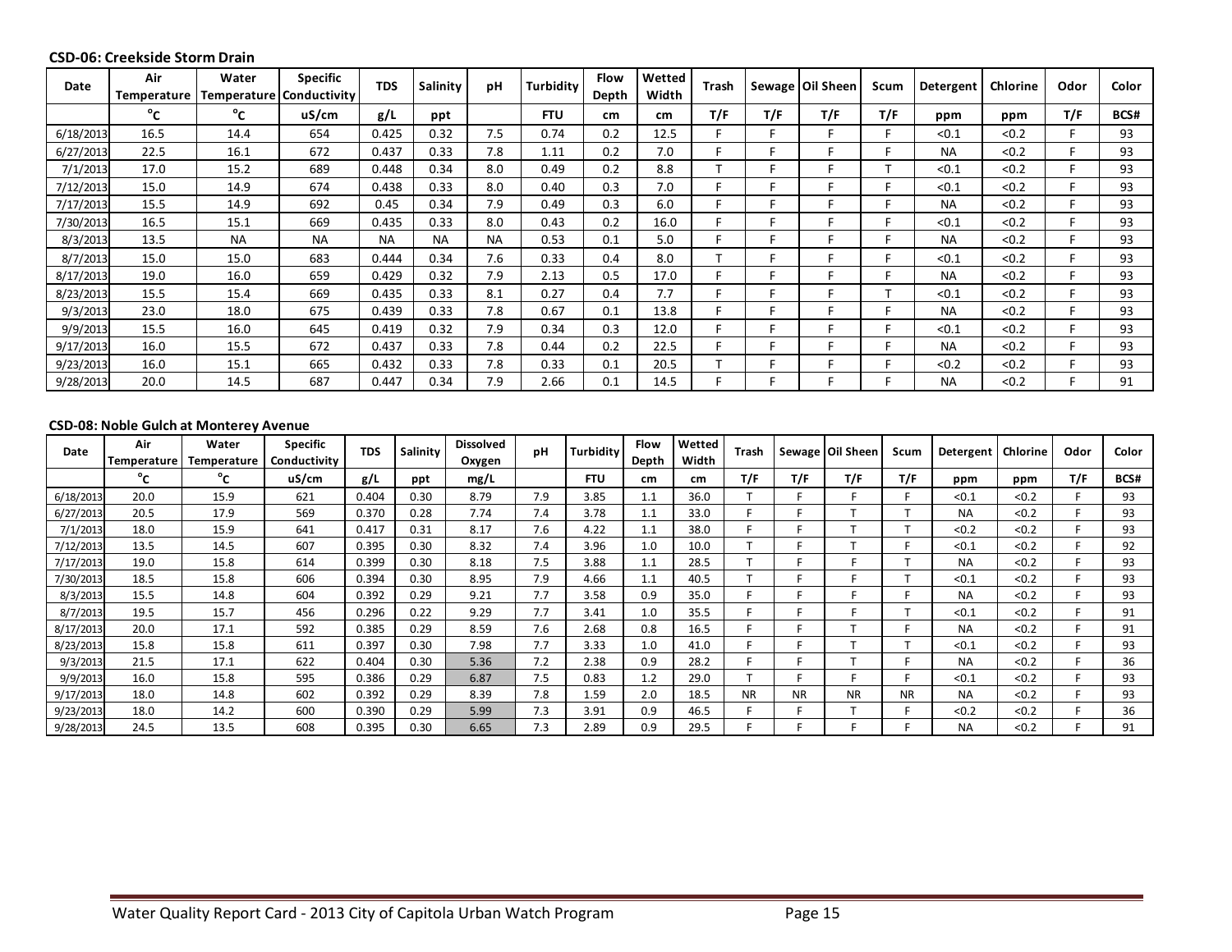**CSD-06: Creekside Storm Drain**

| Date | Air Temperature | Water Temperature | Specific Conductivity | TDS | Salinity | pH | Turbidity | Flow Depth | Wetted Width | Trash | Sewage | Oil Sheen | Scum | Detergent | Chlorine | Odor | Color |
|---|---|---|---|---|---|---|---|---|---|---|---|---|---|---|---|---|---|
| | °C | °C | uS/cm | g/L | ppt | | FTU | cm | cm | T/F | T/F | T/F | T/F | ppm | ppm | T/F | BCS# |
| 6/18/2013 | 16.5 | 14.4 | 654 | 0.425 | 0.32 | 7.5 | 0.74 | 0.2 | 12.5 | F | F | F | F | <0.1 | <0.2 | F | 93 |
| 6/27/2013 | 22.5 | 16.1 | 672 | 0.437 | 0.33 | 7.8 | 1.11 | 0.2 | 7.0 | F | F | F | F | NA | <0.2 | F | 93 |
| 7/1/2013 | 17.0 | 15.2 | 689 | 0.448 | 0.34 | 8.0 | 0.49 | 0.2 | 8.8 | T | F | F | T | <0.1 | <0.2 | F | 93 |
| 7/12/2013 | 15.0 | 14.9 | 674 | 0.438 | 0.33 | 8.0 | 0.40 | 0.3 | 7.0 | F | F | F | F | <0.1 | <0.2 | F | 93 |
| 7/17/2013 | 15.5 | 14.9 | 692 | 0.45 | 0.34 | 7.9 | 0.49 | 0.3 | 6.0 | F | F | F | F | NA | <0.2 | F | 93 |
| 7/30/2013 | 16.5 | 15.1 | 669 | 0.435 | 0.33 | 8.0 | 0.43 | 0.2 | 16.0 | F | F | F | F | <0.1 | <0.2 | F | 93 |
| 8/3/2013 | 13.5 | NA | NA | NA | NA | NA | 0.53 | 0.1 | 5.0 | F | F | F | F | NA | <0.2 | F | 93 |
| 8/7/2013 | 15.0 | 15.0 | 683 | 0.444 | 0.34 | 7.6 | 0.33 | 0.4 | 8.0 | T | F | F | F | <0.1 | <0.2 | F | 93 |
| 8/17/2013 | 19.0 | 16.0 | 659 | 0.429 | 0.32 | 7.9 | 2.13 | 0.5 | 17.0 | F | F | F | F | NA | <0.2 | F | 93 |
| 8/23/2013 | 15.5 | 15.4 | 669 | 0.435 | 0.33 | 8.1 | 0.27 | 0.4 | 7.7 | F | F | F | T | <0.1 | <0.2 | F | 93 |
| 9/3/2013 | 23.0 | 18.0 | 675 | 0.439 | 0.33 | 7.8 | 0.67 | 0.1 | 13.8 | F | F | F | F | NA | <0.2 | F | 93 |
| 9/9/2013 | 15.5 | 16.0 | 645 | 0.419 | 0.32 | 7.9 | 0.34 | 0.3 | 12.0 | F | F | F | F | <0.1 | <0.2 | F | 93 |
| 9/17/2013 | 16.0 | 15.5 | 672 | 0.437 | 0.33 | 7.8 | 0.44 | 0.2 | 22.5 | F | F | F | F | NA | <0.2 | F | 93 |
| 9/23/2013 | 16.0 | 15.1 | 665 | 0.432 | 0.33 | 7.8 | 0.33 | 0.1 | 20.5 | T | F | F | F | <0.2 | <0.2 | F | 93 |
| 9/28/2013 | 20.0 | 14.5 | 687 | 0.447 | 0.34 | 7.9 | 2.66 | 0.1 | 14.5 | F | F | F | F | NA | <0.2 | F | 91 |

**CSD-08: Noble Gulch at Monterey Avenue**

| Date | Air Temperature | Water Temperature | Specific Conductivity | TDS | Salinity | Dissolved Oxygen | pH | Turbidity | Flow Depth | Wetted Width | Trash | Sewage | Oil Sheen | Scum | Detergent | Chlorine | Odor | Color |
|---|---|---|---|---|---|---|---|---|---|---|---|---|---|---|---|---|---|---|
| | °C | °C | uS/cm | g/L | ppt | mg/L | | FTU | cm | cm | T/F | T/F | T/F | T/F | ppm | ppm | T/F | BCS# |
| 6/18/2013 | 20.0 | 15.9 | 621 | 0.404 | 0.30 | 8.79 | 7.9 | 3.85 | 1.1 | 36.0 | T | F | F | F | <0.1 | <0.2 | F | 93 |
| 6/27/2013 | 20.5 | 17.9 | 569 | 0.370 | 0.28 | 7.74 | 7.4 | 3.78 | 1.1 | 33.0 | F | F | T | T | NA | <0.2 | F | 93 |
| 7/1/2013 | 18.0 | 15.9 | 641 | 0.417 | 0.31 | 8.17 | 7.6 | 4.22 | 1.1 | 38.0 | F | F | T | T | <0.2 | <0.2 | F | 93 |
| 7/12/2013 | 13.5 | 14.5 | 607 | 0.395 | 0.30 | 8.32 | 7.4 | 3.96 | 1.0 | 10.0 | T | F | T | F | <0.1 | <0.2 | F | 92 |
| 7/17/2013 | 19.0 | 15.8 | 614 | 0.399 | 0.30 | 8.18 | 7.5 | 3.88 | 1.1 | 28.5 | T | F | F | T | NA | <0.2 | F | 93 |
| 7/30/2013 | 18.5 | 15.8 | 606 | 0.394 | 0.30 | 8.95 | 7.9 | 4.66 | 1.1 | 40.5 | T | F | F | T | <0.1 | <0.2 | F | 93 |
| 8/3/2013 | 15.5 | 14.8 | 604 | 0.392 | 0.29 | 9.21 | 7.7 | 3.58 | 0.9 | 35.0 | F | F | F | F | NA | <0.2 | F | 93 |
| 8/7/2013 | 19.5 | 15.7 | 456 | 0.296 | 0.22 | 9.29 | 7.7 | 3.41 | 1.0 | 35.5 | F | F | F | T | <0.1 | <0.2 | F | 91 |
| 8/17/2013 | 20.0 | 17.1 | 592 | 0.385 | 0.29 | 8.59 | 7.6 | 2.68 | 0.8 | 16.5 | F | F | T | F | NA | <0.2 | F | 91 |
| 8/23/2013 | 15.8 | 15.8 | 611 | 0.397 | 0.30 | 7.98 | 7.7 | 3.33 | 1.0 | 41.0 | F | F | T | T | <0.1 | <0.2 | F | 93 |
| 9/3/2013 | 21.5 | 17.1 | 622 | 0.404 | 0.30 | 5.36 | 7.2 | 2.38 | 0.9 | 28.2 | F | F | T | F | NA | <0.2 | F | 36 |
| 9/9/2013 | 16.0 | 15.8 | 595 | 0.386 | 0.29 | 6.87 | 7.5 | 0.83 | 1.2 | 29.0 | T | F | F | F | <0.1 | <0.2 | F | 93 |
| 9/17/2013 | 18.0 | 14.8 | 602 | 0.392 | 0.29 | 8.39 | 7.8 | 1.59 | 2.0 | 18.5 | NR | NR | NR | NR | NA | <0.2 | F | 93 |
| 9/23/2013 | 18.0 | 14.2 | 600 | 0.390 | 0.29 | 5.99 | 7.3 | 3.91 | 0.9 | 46.5 | F | F | T | F | <0.2 | <0.2 | F | 36 |
| 9/28/2013 | 24.5 | 13.5 | 608 | 0.395 | 0.30 | 6.65 | 7.3 | 2.89 | 0.9 | 29.5 | F | F | F | F | NA | <0.2 | F | 91 |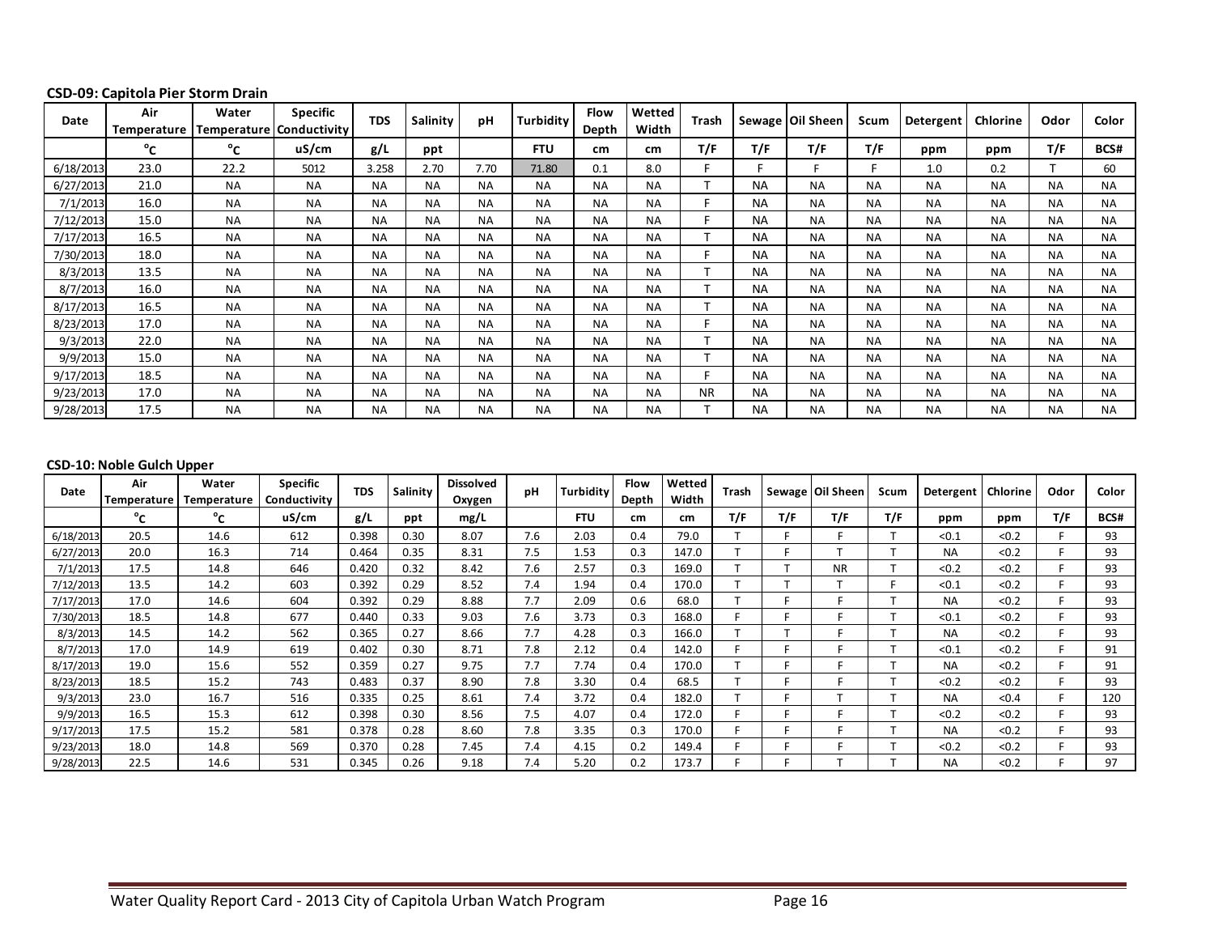**CSD-09: Capitola Pier Storm Drain**

| Date | Air Temperature | Water Temperature | Specific Conductivity | TDS | Salinity | pH | Turbidity | Flow Depth | Wetted Width | Trash | Sewage | Oil Sheen | Scum | Detergent | Chlorine | Odor | Color |
|---|---|---|---|---|---|---|---|---|---|---|---|---|---|---|---|---|---|
| | °C | °C | uS/cm | g/L | ppt | | FTU | cm | cm | T/F | T/F | T/F | T/F | ppm | ppm | T/F | BCS# |
| 6/18/2013 | 23.0 | 22.2 | 5012 | 3.258 | 2.70 | 7.70 | 71.80 | 0.1 | 8.0 | F | F | F | F | 1.0 | 0.2 | T | 60 |
| 6/27/2013 | 21.0 | NA | NA | NA | NA | NA | NA | NA | NA | T | NA | NA | NA | NA | NA | NA | NA |
| 7/1/2013 | 16.0 | NA | NA | NA | NA | NA | NA | NA | NA | F | NA | NA | NA | NA | NA | NA | NA |
| 7/12/2013 | 15.0 | NA | NA | NA | NA | NA | NA | NA | NA | F | NA | NA | NA | NA | NA | NA | NA |
| 7/17/2013 | 16.5 | NA | NA | NA | NA | NA | NA | NA | NA | T | NA | NA | NA | NA | NA | NA | NA |
| 7/30/2013 | 18.0 | NA | NA | NA | NA | NA | NA | NA | NA | F | NA | NA | NA | NA | NA | NA | NA |
| 8/3/2013 | 13.5 | NA | NA | NA | NA | NA | NA | NA | NA | T | NA | NA | NA | NA | NA | NA | NA |
| 8/7/2013 | 16.0 | NA | NA | NA | NA | NA | NA | NA | NA | T | NA | NA | NA | NA | NA | NA | NA |
| 8/17/2013 | 16.5 | NA | NA | NA | NA | NA | NA | NA | NA | T | NA | NA | NA | NA | NA | NA | NA |
| 8/23/2013 | 17.0 | NA | NA | NA | NA | NA | NA | NA | NA | F | NA | NA | NA | NA | NA | NA | NA |
| 9/3/2013 | 22.0 | NA | NA | NA | NA | NA | NA | NA | NA | T | NA | NA | NA | NA | NA | NA | NA |
| 9/9/2013 | 15.0 | NA | NA | NA | NA | NA | NA | NA | NA | T | NA | NA | NA | NA | NA | NA | NA |
| 9/17/2013 | 18.5 | NA | NA | NA | NA | NA | NA | NA | NA | F | NA | NA | NA | NA | NA | NA | NA |
| 9/23/2013 | 17.0 | NA | NA | NA | NA | NA | NA | NA | NA | NR | NA | NA | NA | NA | NA | NA | NA |
| 9/28/2013 | 17.5 | NA | NA | NA | NA | NA | NA | NA | NA | T | NA | NA | NA | NA | NA | NA | NA |

**CSD-10: Noble Gulch Upper**

| Date | Air Temperature | Water Temperature | Specific Conductivity | TDS | Salinity | Dissolved Oxygen | pH | Turbidity | Flow Depth | Wetted Width | Trash | Sewage | Oil Sheen | Scum | Detergent | Chlorine | Odor | Color |
|---|---|---|---|---|---|---|---|---|---|---|---|---|---|---|---|---|---|---|
| | °C | °C | uS/cm | g/L | ppt | mg/L | | FTU | cm | cm | T/F | T/F | T/F | T/F | ppm | ppm | T/F | BCS# |
| 6/18/2013 | 20.5 | 14.6 | 612 | 0.398 | 0.30 | 8.07 | 7.6 | 2.03 | 0.4 | 79.0 | T | F | F | T | <0.1 | <0.2 | F | 93 |
| 6/27/2013 | 20.0 | 16.3 | 714 | 0.464 | 0.35 | 8.31 | 7.5 | 1.53 | 0.3 | 147.0 | T | F | T | T | NA | <0.2 | F | 93 |
| 7/1/2013 | 17.5 | 14.8 | 646 | 0.420 | 0.32 | 8.42 | 7.6 | 2.57 | 0.3 | 169.0 | T | T | NR | T | <0.2 | <0.2 | F | 93 |
| 7/12/2013 | 13.5 | 14.2 | 603 | 0.392 | 0.29 | 8.52 | 7.4 | 1.94 | 0.4 | 170.0 | T | T | T | F | <0.1 | <0.2 | F | 93 |
| 7/17/2013 | 17.0 | 14.6 | 604 | 0.392 | 0.29 | 8.88 | 7.7 | 2.09 | 0.6 | 68.0 | T | F | F | T | NA | <0.2 | F | 93 |
| 7/30/2013 | 18.5 | 14.8 | 677 | 0.440 | 0.33 | 9.03 | 7.6 | 3.73 | 0.3 | 168.0 | F | F | F | T | <0.1 | <0.2 | F | 93 |
| 8/3/2013 | 14.5 | 14.2 | 562 | 0.365 | 0.27 | 8.66 | 7.7 | 4.28 | 0.3 | 166.0 | T | T | F | T | NA | <0.2 | F | 93 |
| 8/7/2013 | 17.0 | 14.9 | 619 | 0.402 | 0.30 | 8.71 | 7.8 | 2.12 | 0.4 | 142.0 | F | F | F | T | <0.1 | <0.2 | F | 91 |
| 8/17/2013 | 19.0 | 15.6 | 552 | 0.359 | 0.27 | 9.75 | 7.7 | 7.74 | 0.4 | 170.0 | T | F | F | T | NA | <0.2 | F | 91 |
| 8/23/2013 | 18.5 | 15.2 | 743 | 0.483 | 0.37 | 8.90 | 7.8 | 3.30 | 0.4 | 68.5 | T | F | F | T | <0.2 | <0.2 | F | 93 |
| 9/3/2013 | 23.0 | 16.7 | 516 | 0.335 | 0.25 | 8.61 | 7.4 | 3.72 | 0.4 | 182.0 | T | F | T | T | NA | <0.4 | F | 120 |
| 9/9/2013 | 16.5 | 15.3 | 612 | 0.398 | 0.30 | 8.56 | 7.5 | 4.07 | 0.4 | 172.0 | F | F | F | T | <0.2 | <0.2 | F | 93 |
| 9/17/2013 | 17.5 | 15.2 | 581 | 0.378 | 0.28 | 8.60 | 7.8 | 3.35 | 0.3 | 170.0 | F | F | F | T | NA | <0.2 | F | 93 |
| 9/23/2013 | 18.0 | 14.8 | 569 | 0.370 | 0.28 | 7.45 | 7.4 | 4.15 | 0.2 | 149.4 | F | F | F | T | <0.2 | <0.2 | F | 93 |
| 9/28/2013 | 22.5 | 14.6 | 531 | 0.345 | 0.26 | 9.18 | 7.4 | 5.20 | 0.2 | 173.7 | F | F | T | T | NA | <0.2 | F | 97 |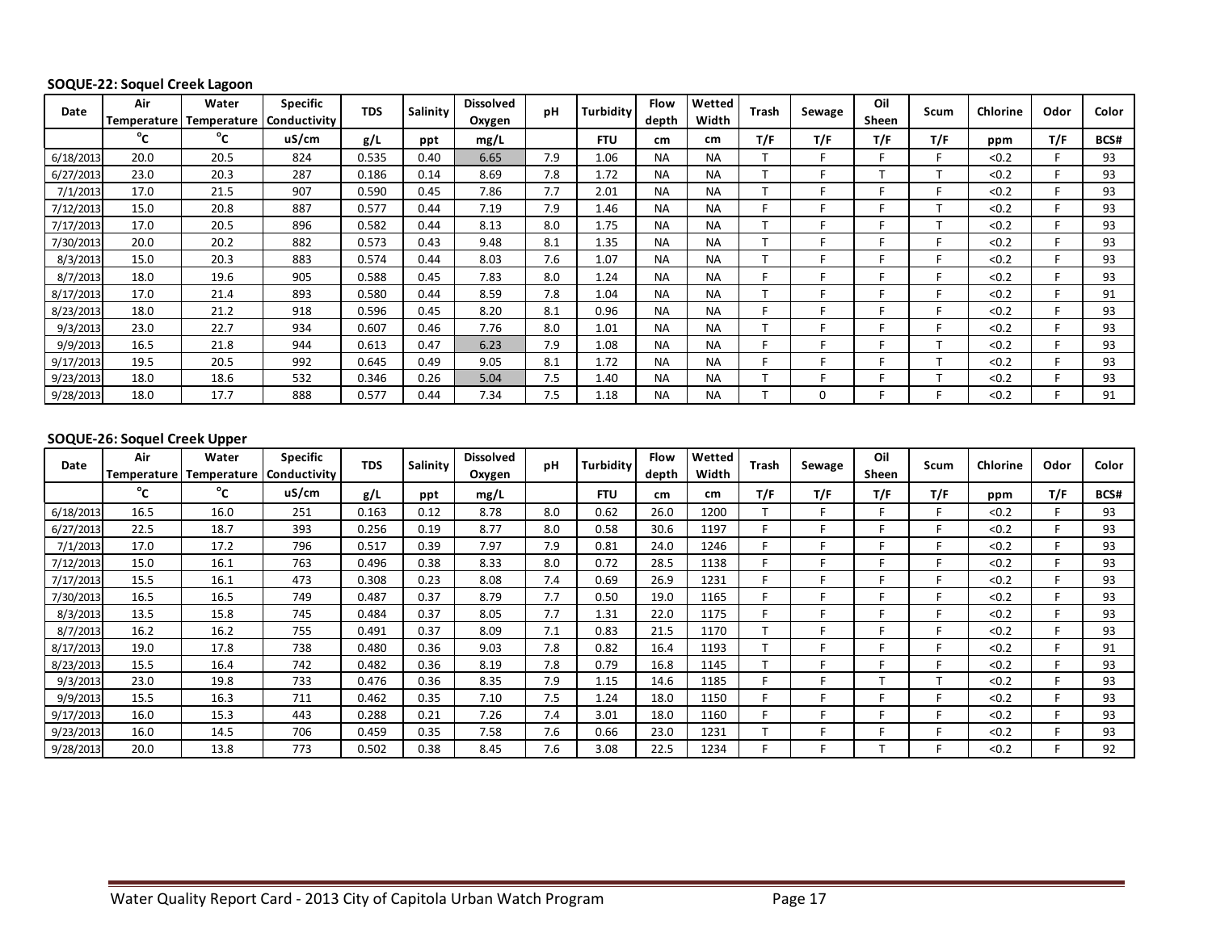**SOQUE-22: Soquel Creek Lagoon**

| Date | Air Temperature | Water Temperature | Specific Conductivity | TDS | Salinity | Dissolved Oxygen | pH | Turbidity | Flow depth | Wetted Width | Trash | Sewage | Oil Sheen | Scum | Chlorine | Odor | Color |
|---|---|---|---|---|---|---|---|---|---|---|---|---|---|---|---|---|---|
| | °C | °C | uS/cm | g/L | ppt | mg/L | | FTU | cm | cm | T/F | T/F | T/F | T/F | ppm | T/F | BCS# |
| 6/18/2013 | 20.0 | 20.5 | 824 | 0.535 | 0.40 | 6.65 | 7.9 | 1.06 | NA | NA | T | F | F | F | <0.2 | F | 93 |
| 6/27/2013 | 23.0 | 20.3 | 287 | 0.186 | 0.14 | 8.69 | 7.8 | 1.72 | NA | NA | T | F | T | T | <0.2 | F | 93 |
| 7/1/2013 | 17.0 | 21.5 | 907 | 0.590 | 0.45 | 7.86 | 7.7 | 2.01 | NA | NA | T | F | F | F | <0.2 | F | 93 |
| 7/12/2013 | 15.0 | 20.8 | 887 | 0.577 | 0.44 | 7.19 | 7.9 | 1.46 | NA | NA | F | F | F | T | <0.2 | F | 93 |
| 7/17/2013 | 17.0 | 20.5 | 896 | 0.582 | 0.44 | 8.13 | 8.0 | 1.75 | NA | NA | T | F | F | T | <0.2 | F | 93 |
| 7/30/2013 | 20.0 | 20.2 | 882 | 0.573 | 0.43 | 9.48 | 8.1 | 1.35 | NA | NA | T | F | F | F | <0.2 | F | 93 |
| 8/3/2013 | 15.0 | 20.3 | 883 | 0.574 | 0.44 | 8.03 | 7.6 | 1.07 | NA | NA | T | F | F | F | <0.2 | F | 93 |
| 8/7/2013 | 18.0 | 19.6 | 905 | 0.588 | 0.45 | 7.83 | 8.0 | 1.24 | NA | NA | F | F | F | F | <0.2 | F | 93 |
| 8/17/2013 | 17.0 | 21.4 | 893 | 0.580 | 0.44 | 8.59 | 7.8 | 1.04 | NA | NA | T | F | F | F | <0.2 | F | 91 |
| 8/23/2013 | 18.0 | 21.2 | 918 | 0.596 | 0.45 | 8.20 | 8.1 | 0.96 | NA | NA | F | F | F | F | <0.2 | F | 93 |
| 9/3/2013 | 23.0 | 22.7 | 934 | 0.607 | 0.46 | 7.76 | 8.0 | 1.01 | NA | NA | T | F | F | F | <0.2 | F | 93 |
| 9/9/2013 | 16.5 | 21.8 | 944 | 0.613 | 0.47 | 6.23 | 7.9 | 1.08 | NA | NA | F | F | F | T | <0.2 | F | 93 |
| 9/17/2013 | 19.5 | 20.5 | 992 | 0.645 | 0.49 | 9.05 | 8.1 | 1.72 | NA | NA | F | F | F | T | <0.2 | F | 93 |
| 9/23/2013 | 18.0 | 18.6 | 532 | 0.346 | 0.26 | 5.04 | 7.5 | 1.40 | NA | NA | T | F | F | T | <0.2 | F | 93 |
| 9/28/2013 | 18.0 | 17.7 | 888 | 0.577 | 0.44 | 7.34 | 7.5 | 1.18 | NA | NA | T | 0 | F | F | <0.2 | F | 91 |

**SOQUE-26: Soquel Creek Upper**

| Date | Air Temperature | Water Temperature | Specific Conductivity | TDS | Salinity | Dissolved Oxygen | pH | Turbidity | Flow depth | Wetted Width | Trash | Sewage | Oil Sheen | Scum | Chlorine | Odor | Color |
|---|---|---|---|---|---|---|---|---|---|---|---|---|---|---|---|---|---|
| | °C | °C | uS/cm | g/L | ppt | mg/L | | FTU | cm | cm | T/F | T/F | T/F | T/F | ppm | T/F | BCS# |
| 6/18/2013 | 16.5 | 16.0 | 251 | 0.163 | 0.12 | 8.78 | 8.0 | 0.62 | 26.0 | 1200 | T | F | F | F | <0.2 | F | 93 |
| 6/27/2013 | 22.5 | 18.7 | 393 | 0.256 | 0.19 | 8.77 | 8.0 | 0.58 | 30.6 | 1197 | F | F | F | F | <0.2 | F | 93 |
| 7/1/2013 | 17.0 | 17.2 | 796 | 0.517 | 0.39 | 7.97 | 7.9 | 0.81 | 24.0 | 1246 | F | F | F | F | <0.2 | F | 93 |
| 7/12/2013 | 15.0 | 16.1 | 763 | 0.496 | 0.38 | 8.33 | 8.0 | 0.72 | 28.5 | 1138 | F | F | F | F | <0.2 | F | 93 |
| 7/17/2013 | 15.5 | 16.1 | 473 | 0.308 | 0.23 | 8.08 | 7.4 | 0.69 | 26.9 | 1231 | F | F | F | F | <0.2 | F | 93 |
| 7/30/2013 | 16.5 | 16.5 | 749 | 0.487 | 0.37 | 8.79 | 7.7 | 0.50 | 19.0 | 1165 | F | F | F | F | <0.2 | F | 93 |
| 8/3/2013 | 13.5 | 15.8 | 745 | 0.484 | 0.37 | 8.05 | 7.7 | 1.31 | 22.0 | 1175 | F | F | F | F | <0.2 | F | 93 |
| 8/7/2013 | 16.2 | 16.2 | 755 | 0.491 | 0.37 | 8.09 | 7.1 | 0.83 | 21.5 | 1170 | T | F | F | F | <0.2 | F | 93 |
| 8/17/2013 | 19.0 | 17.8 | 738 | 0.480 | 0.36 | 9.03 | 7.8 | 0.82 | 16.4 | 1193 | T | F | F | F | <0.2 | F | 91 |
| 8/23/2013 | 15.5 | 16.4 | 742 | 0.482 | 0.36 | 8.19 | 7.8 | 0.79 | 16.8 | 1145 | T | F | F | F | <0.2 | F | 93 |
| 9/3/2013 | 23.0 | 19.8 | 733 | 0.476 | 0.36 | 8.35 | 7.9 | 1.15 | 14.6 | 1185 | F | F | T | T | <0.2 | F | 93 |
| 9/9/2013 | 15.5 | 16.3 | 711 | 0.462 | 0.35 | 7.10 | 7.5 | 1.24 | 18.0 | 1150 | F | F | F | F | <0.2 | F | 93 |
| 9/17/2013 | 16.0 | 15.3 | 443 | 0.288 | 0.21 | 7.26 | 7.4 | 3.01 | 18.0 | 1160 | F | F | F | F | <0.2 | F | 93 |
| 9/23/2013 | 16.0 | 14.5 | 706 | 0.459 | 0.35 | 7.58 | 7.6 | 0.66 | 23.0 | 1231 | T | F | F | F | <0.2 | F | 93 |
| 9/28/2013 | 20.0 | 13.8 | 773 | 0.502 | 0.38 | 8.45 | 7.6 | 3.08 | 22.5 | 1234 | F | F | T | F | <0.2 | F | 92 |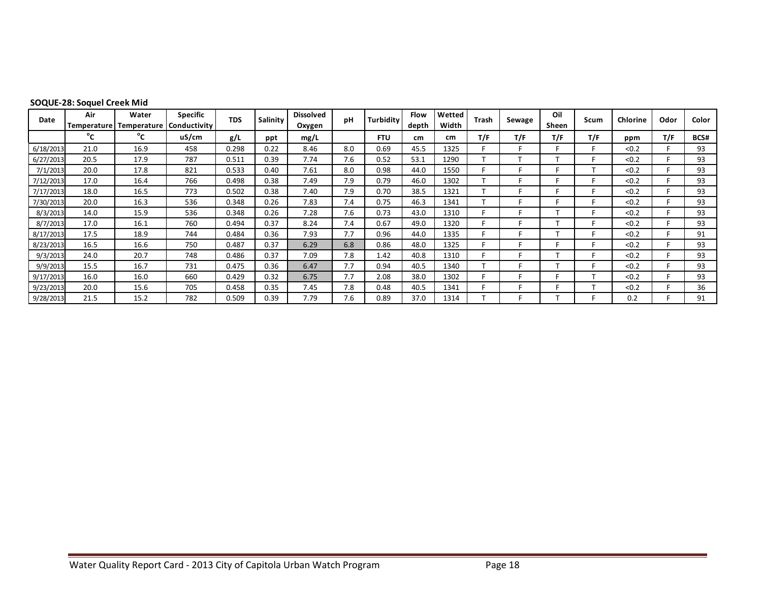**SOQUE-28: Soquel Creek Mid**

| Date | Air Temperature | Water Temperature | Specific Conductivity | TDS | Salinity | Dissolved Oxygen | pH | Turbidity | Flow depth | Wetted Width | Trash | Sewage | Oil Sheen | Scum | Chlorine | Odor | Color |
|---|---|---|---|---|---|---|---|---|---|---|---|---|---|---|---|---|---|
| | °C | °C | uS/cm | g/L | ppt | mg/L | | FTU | cm | cm | T/F | T/F | T/F | T/F | ppm | T/F | BCS# |
| 6/18/2013 | 21.0 | 16.9 | 458 | 0.298 | 0.22 | 8.46 | 8.0 | 0.69 | 45.5 | 1325 | F | F | F | F | <0.2 | F | 93 |
| 6/27/2013 | 20.5 | 17.9 | 787 | 0.511 | 0.39 | 7.74 | 7.6 | 0.52 | 53.1 | 1290 | T | T | T | F | <0.2 | F | 93 |
| 7/1/2013 | 20.0 | 17.8 | 821 | 0.533 | 0.40 | 7.61 | 8.0 | 0.98 | 44.0 | 1550 | F | F | F | T | <0.2 | F | 93 |
| 7/12/2013 | 17.0 | 16.4 | 766 | 0.498 | 0.38 | 7.49 | 7.9 | 0.79 | 46.0 | 1302 | T | F | F | F | <0.2 | F | 93 |
| 7/17/2013 | 18.0 | 16.5 | 773 | 0.502 | 0.38 | 7.40 | 7.9 | 0.70 | 38.5 | 1321 | T | F | F | F | <0.2 | F | 93 |
| 7/30/2013 | 20.0 | 16.3 | 536 | 0.348 | 0.26 | 7.83 | 7.4 | 0.75 | 46.3 | 1341 | T | F | F | F | <0.2 | F | 93 |
| 8/3/2013 | 14.0 | 15.9 | 536 | 0.348 | 0.26 | 7.28 | 7.6 | 0.73 | 43.0 | 1310 | F | F | T | F | <0.2 | F | 93 |
| 8/7/2013 | 17.0 | 16.1 | 760 | 0.494 | 0.37 | 8.24 | 7.4 | 0.67 | 49.0 | 1320 | F | F | T | F | <0.2 | F | 93 |
| 8/17/2013 | 17.5 | 18.9 | 744 | 0.484 | 0.36 | 7.93 | 7.7 | 0.96 | 44.0 | 1335 | F | F | T | F | <0.2 | F | 91 |
| 8/23/2013 | 16.5 | 16.6 | 750 | 0.487 | 0.37 | 6.29 | 6.8 | 0.86 | 48.0 | 1325 | F | F | F | F | <0.2 | F | 93 |
| 9/3/2013 | 24.0 | 20.7 | 748 | 0.486 | 0.37 | 7.09 | 7.8 | 1.42 | 40.8 | 1310 | F | F | T | F | <0.2 | F | 93 |
| 9/9/2013 | 15.5 | 16.7 | 731 | 0.475 | 0.36 | 6.47 | 7.7 | 0.94 | 40.5 | 1340 | T | F | T | F | <0.2 | F | 93 |
| 9/17/2013 | 16.0 | 16.0 | 660 | 0.429 | 0.32 | 6.75 | 7.7 | 2.08 | 38.0 | 1302 | F | F | F | T | <0.2 | F | 93 |
| 9/23/2013 | 20.0 | 15.6 | 705 | 0.458 | 0.35 | 7.45 | 7.8 | 0.48 | 40.5 | 1341 | F | F | F | T | <0.2 | F | 36 |
| 9/28/2013 | 21.5 | 15.2 | 782 | 0.509 | 0.39 | 7.79 | 7.6 | 0.89 | 37.0 | 1314 | T | F | T | F | 0.2 | F | 91 |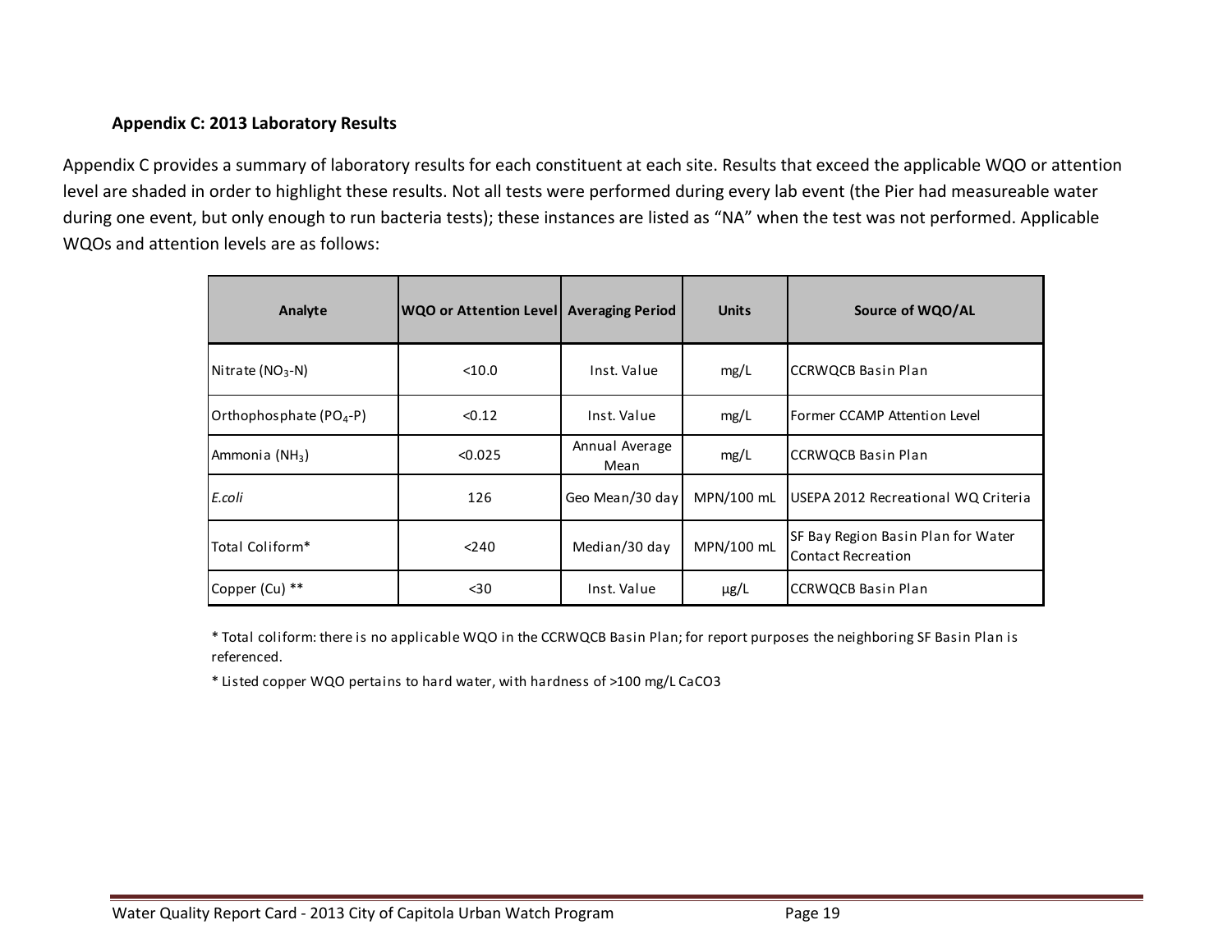### Appendix C: 2013 Laboratory Results

Appendix C provides a summary of laboratory results for each constituent at each site. Results that exceed the applicable WQO or attention level are shaded in order to highlight these results. Not all tests were performed during every lab event (the Pier had measureable water during one event, but only enough to run bacteria tests); these instances are listed as "NA" when the test was not performed. Applicable WQOs and attention levels are as follows:

| Analyte | WQO or Attention Level | Averaging Period | Units | Source of WQO/AL |
|---|---|---|---|---|
| Nitrate ($NO_3$-N) | <10.0 | Inst. Value | mg/L | CCRWQCB Basin Plan |
| Orthophosphate ($PO_4$-P) | <0.12 | Inst. Value | mg/L | Former CCAMP Attention Level |
| Ammonia ($NH_3$) | <0.025 | Annual Average Mean | mg/L | CCRWQCB Basin Plan |
| *E.coli* | 126 | Geo Mean/30 day | MPN/100 mL | USEPA 2012 Recreational WQ Criteria |
| Total Coliform* | <240 | Median/30 day | MPN/100 mL | SF Bay Region Basin Plan for Water Contact Recreation |
| Copper (Cu) ** | <30 | Inst. Value | µg/L | CCRWQCB Basin Plan |

* Total coliform: there is no applicable WQO in the CCRWQCB Basin Plan; for report purposes the neighboring SF Basin Plan is referenced.

* Listed copper WQO pertains to hard water, with hardness of >100 mg/L $CaCO_3$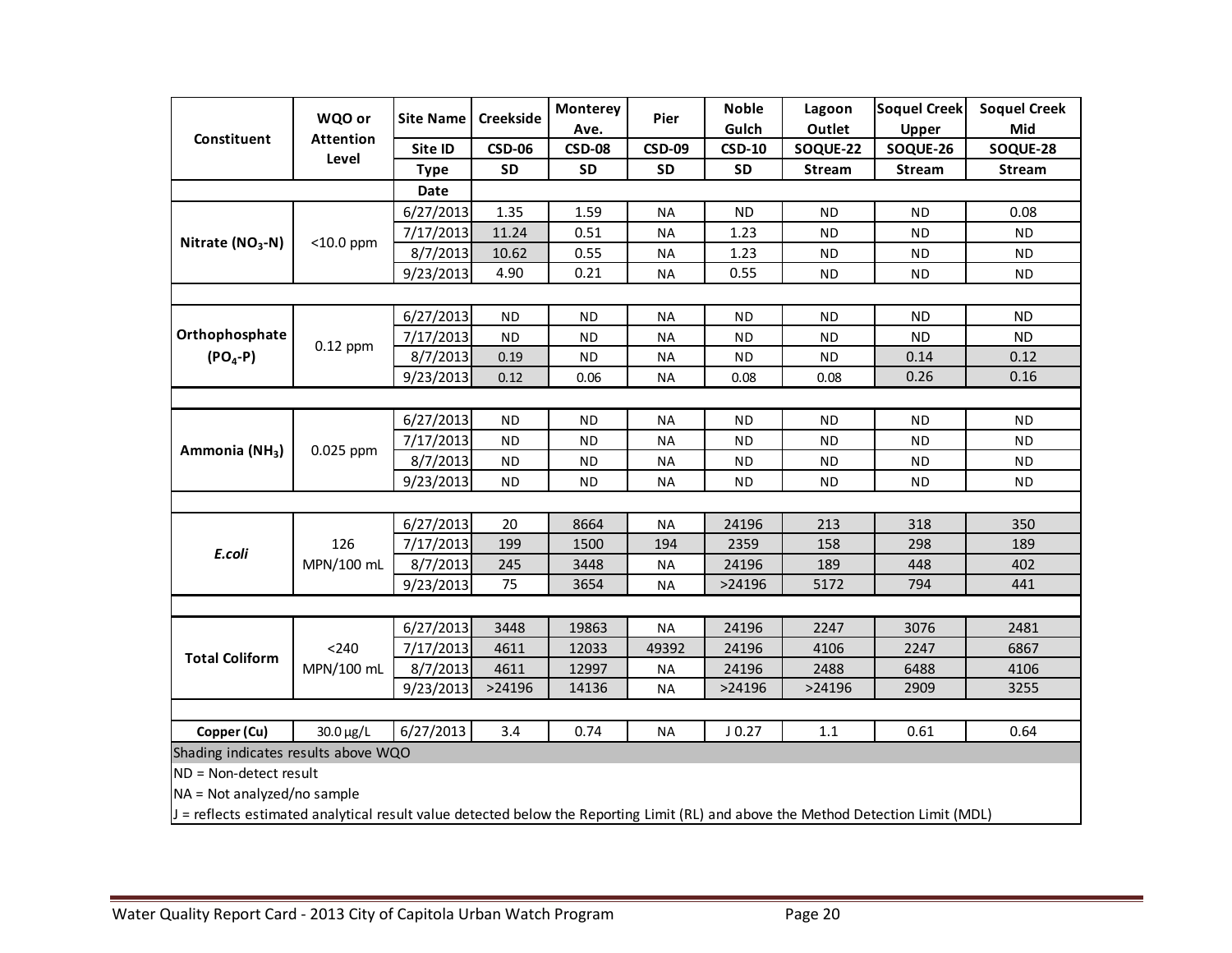| Constituent | WQO or Attention Level | Site Name | Creekside | Monterey Ave. | Pier | Noble Gulch | Lagoon Outlet | Soquel Creek Upper | Soquel Creek Mid |
|---|---|---|---|---|---|---|---|---|---|
| | | Site ID | CSD-06 | CSD-08 | CSD-09 | CSD-10 | SOQUE-22 | SOQUE-26 | SOQUE-28 |
| | | Type | SD | SD | SD | SD | Stream | Stream | Stream |
| | | Date | | | | | | | |
| Nitrate ($NO_3$-N) | <10.0 ppm | 6/27/2013 | 1.35 | 1.59 | NA | ND | ND | ND | 0.08 |
| | | 7/17/2013 | 11.24 | 0.51 | NA | 1.23 | ND | ND | ND |
| | | 8/7/2013 | 10.62 | 0.55 | NA | 1.23 | ND | ND | ND |
| | | 9/23/2013 | 4.90 | 0.21 | NA | 0.55 | ND | ND | ND |
| Orthophosphate ($PO_4$-P) | 0.12 ppm | 6/27/2013 | ND | ND | NA | ND | ND | ND | ND |
| | | 7/17/2013 | ND | ND | NA | ND | ND | ND | ND |
| | | 8/7/2013 | 0.19 | ND | NA | ND | ND | 0.14 | 0.12 |
| | | 9/23/2013 | 0.12 | 0.06 | NA | 0.08 | 0.08 | 0.26 | 0.16 |
| Ammonia ($NH_3$) | 0.025 ppm | 6/27/2013 | ND | ND | NA | ND | ND | ND | ND |
| | | 7/17/2013 | ND | ND | NA | ND | ND | ND | ND |
| | | 8/7/2013 | ND | ND | NA | ND | ND | ND | ND |
| | | 9/23/2013 | ND | ND | NA | ND | ND | ND | ND |
| *E.coli* | 126 MPN/100 mL | 6/27/2013 | 20 | 8664 | NA | 24196 | 213 | 318 | 350 |
| | | 7/17/2013 | 199 | 1500 | 194 | 2359 | 158 | 298 | 189 |
| | | 8/7/2013 | 245 | 3448 | NA | 24196 | 189 | 448 | 402 |
| | | 9/23/2013 | 75 | 3654 | NA | >24196 | 5172 | 794 | 441 |
| Total Coliform | <240 MPN/100 mL | 6/27/2013 | 3448 | 19863 | NA | 24196 | 2247 | 3076 | 2481 |
| | | 7/17/2013 | 4611 | 12033 | 49392 | 24196 | 4106 | 2247 | 6867 |
| | | 8/7/2013 | 4611 | 12997 | NA | 24196 | 2488 | 6488 | 4106 |
| | | 9/23/2013 | >24196 | 14136 | NA | >24196 | >24196 | 2909 | 3255 |
| Copper (Cu) | 30.0 µg/L | 6/27/2013 | 3.4 | 0.74 | NA | J 0.27 | 1.1 | 0.61 | 0.64 |

Shading indicates results above WQO

ND = Non-detect result

NA = Not analyzed/no sample

J = reflects estimated analytical result value detected below the Reporting Limit (RL) and above the Method Detection Limit (MDL)